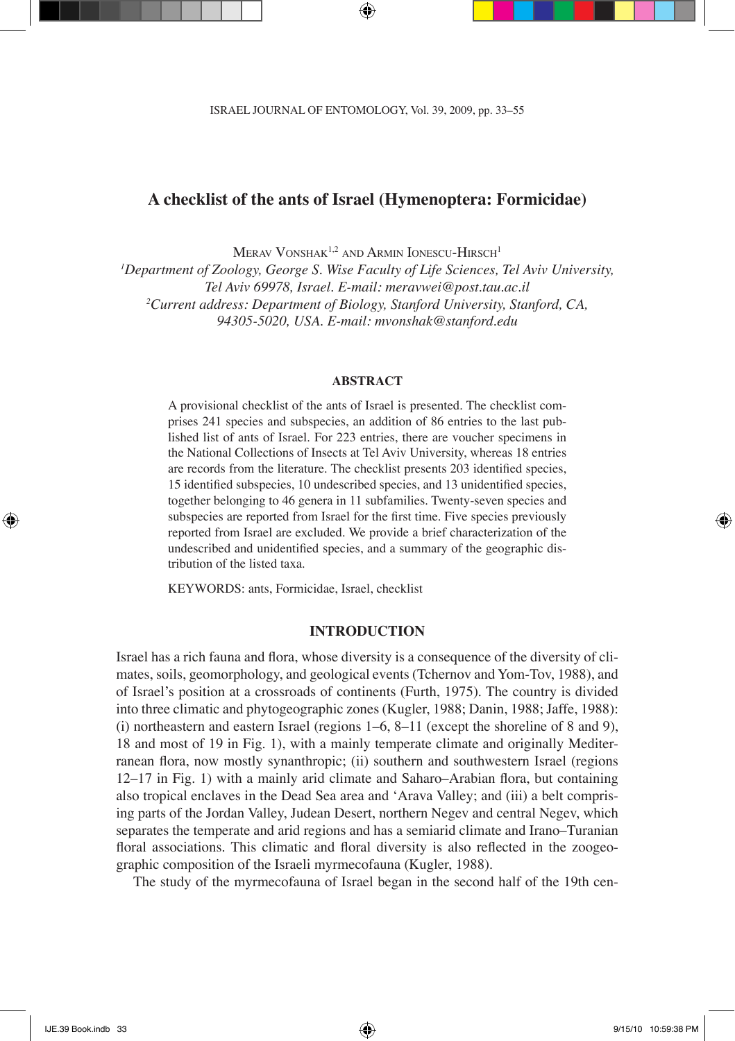# A checklist of the ants of Israel (Hymenoptera: Formicidae)

Merav Vonshak[1,2] and Armin Ionescu-Hirsch[1]

[1]*Department of Zoology, George S. Wise Faculty of Life Sciences, Tel Aviv University, Tel Aviv 69978, Israel. E-mail: meravwei@post.tau.ac.il*

[2]*Current address: Department of Biology, Stanford University, Stanford, CA, 94305-5020, USA. E-mail: mvonshak@stanford.edu*

## ABSTRACT

A provisional checklist of the ants of Israel is presented. The checklist comprises 241 species and subspecies, an addition of 86 entries to the last published list of ants of Israel. For 223 entries, there are voucher specimens in the National Collections of Insects at Tel Aviv University, whereas 18 entries are records from the literature. The checklist presents 203 identified species, 15 identified subspecies, 10 undescribed species, and 13 unidentified species, together belonging to 46 genera in 11 subfamilies. Twenty-seven species and subspecies are reported from Israel for the first time. Five species previously reported from Israel are excluded. We provide a brief characterization of the undescribed and unidentified species, and a summary of the geographic distribution of the listed taxa.

KEYWORDS: ants, Formicidae, Israel, checklist

## INTRODUCTION

Israel has a rich fauna and flora, whose diversity is a consequence of the diversity of climates, soils, geomorphology, and geological events (Tchernov and Yom-Tov, 1988), and of Israel's position at a crossroads of continents (Furth, 1975). The country is divided into three climatic and phytogeographic zones (Kugler, 1988; Danin, 1988; Jaffe, 1988): (i) northeastern and eastern Israel (regions 1–6, 8–11 (except the shoreline of 8 and 9), 18 and most of 19 in Fig. 1), with a mainly temperate climate and originally Mediterranean flora, now mostly synanthropic; (ii) southern and southwestern Israel (regions 12–17 in Fig. 1) with a mainly arid climate and Saharo–Arabian flora, but containing also tropical enclaves in the Dead Sea area and ʻArava Valley; and (iii) a belt comprising parts of the Jordan Valley, Judean Desert, northern Negev and central Negev, which separates the temperate and arid regions and has a semiarid climate and Irano–Turanian floral associations. This climatic and floral diversity is also reflected in the zoogeographic composition of the Israeli myrmecofauna (Kugler, 1988).

The study of the myrmecofauna of Israel began in the second half of the 19th cen-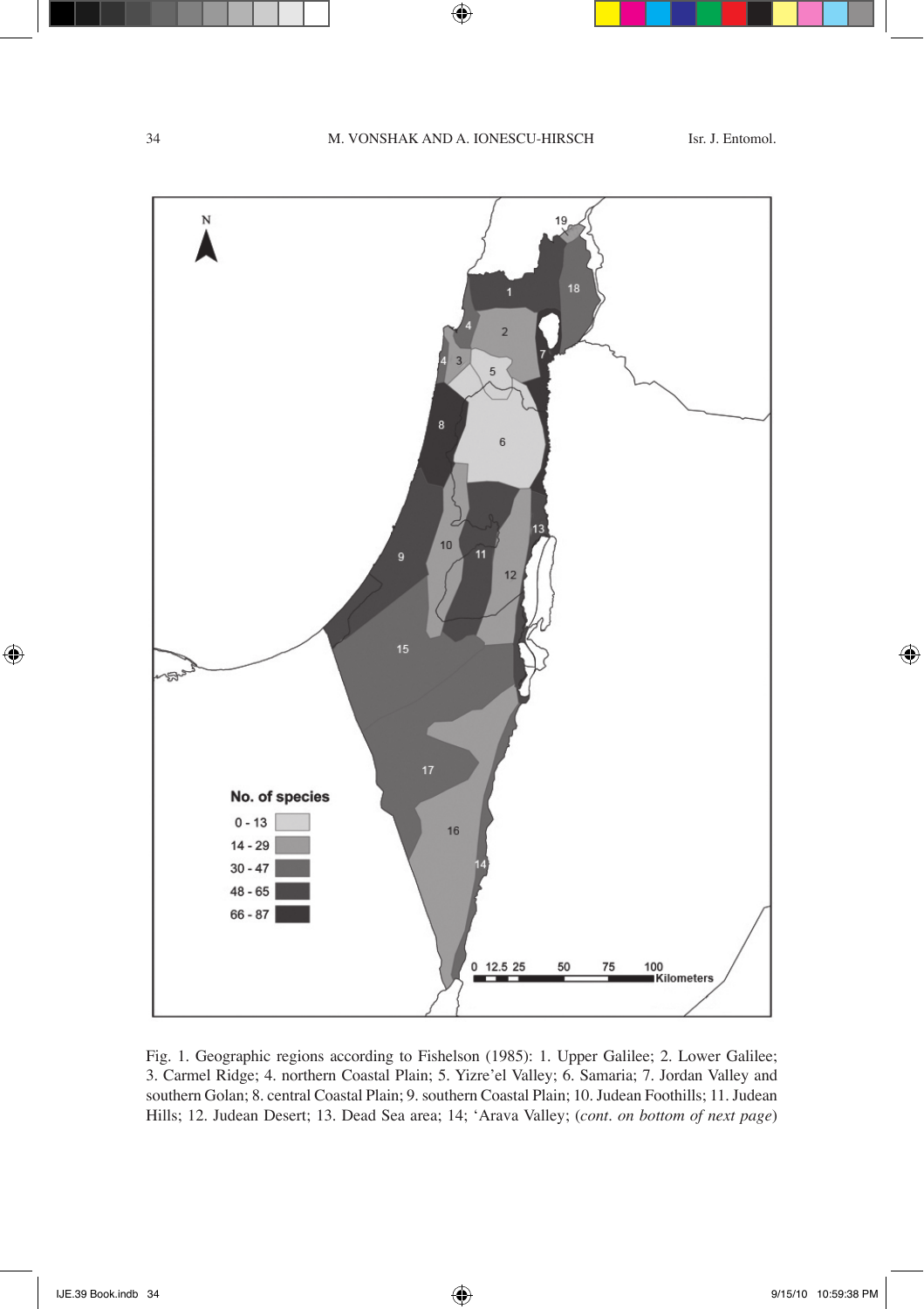N

19

1

18

4

2

4

3

5

7

8

6

13

9

10

11

12

15

17

16

14

No. of species

0 - 13

14 - 29

30 - 47

48 - 65

66 - 87

0 12.5 25 50 75 100

Kilometers

Fig. 1. Geographic regions according to Fishelson (1985): 1. Upper Galilee; 2. Lower Galilee; 3. Carmel Ridge; 4. northern Coastal Plain; 5. Yizre'el Valley; 6. Samaria; 7. Jordan Valley and southern Golan; 8. central Coastal Plain; 9. southern Coastal Plain; 10. Judean Foothills; 11. Judean Hills; 12. Judean Desert; 13. Dead Sea area; 14; 'Arava Valley; (*cont. on bottom of next page*)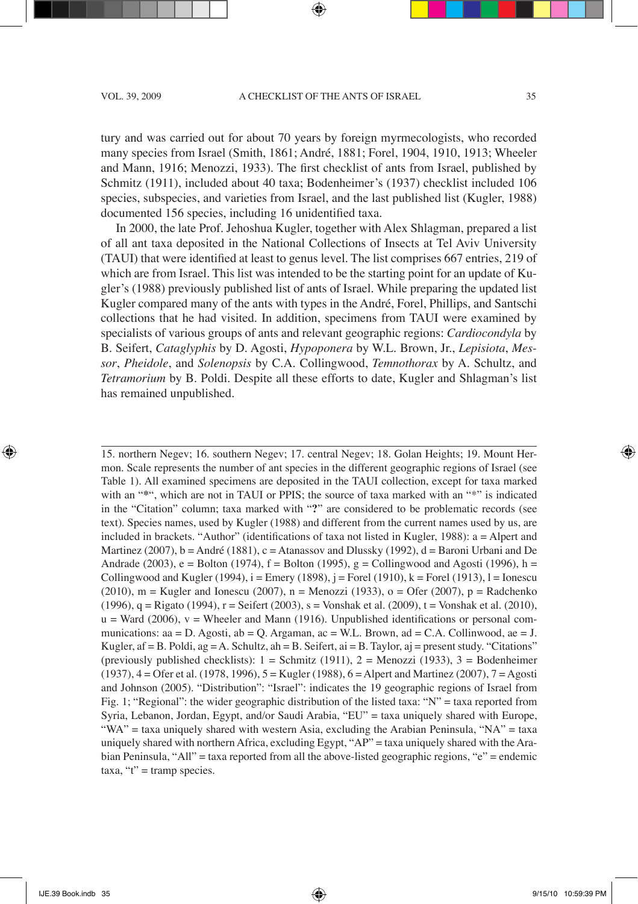tury and was carried out for about 70 years by foreign myrmecologists, who recorded many species from Israel (Smith, 1861; André, 1881; Forel, 1904, 1910, 1913; Wheeler and Mann, 1916; Menozzi, 1933). The first checklist of ants from Israel, published by Schmitz (1911), included about 40 taxa; Bodenheimer's (1937) checklist included 106 species, subspecies, and varieties from Israel, and the last published list (Kugler, 1988) documented 156 species, including 16 unidentified taxa.

In 2000, the late Prof. Jehoshua Kugler, together with Alex Shlagman, prepared a list of all ant taxa deposited in the National Collections of Insects at Tel Aviv University (TAUI) that were identified at least to genus level. The list comprises 667 entries, 219 of which are from Israel. This list was intended to be the starting point for an update of Kugler's (1988) previously published list of ants of Israel. While preparing the updated list Kugler compared many of the ants with types in the André, Forel, Phillips, and Santschi collections that he had visited. In addition, specimens from TAUI were examined by specialists of various groups of ants and relevant geographic regions: *Cardiocondyla* by B. Seifert, *Cataglyphis* by D. Agosti, *Hypoponera* by W.L. Brown, Jr., *Lepisiota*, *Messor*, *Pheidole*, and *Solenopsis* by C.A. Collingwood, *Temnothorax* by A. Schultz, and *Tetramorium* by B. Poldi. Despite all these efforts to date, Kugler and Shlagman's list has remained unpublished.

---

15. northern Negev; 16. southern Negev; 17. central Negev; 18. Golan Heights; 19. Mount Hermon. Scale represents the number of ant species in the different geographic regions of Israel (see Table 1). All examined specimens are deposited in the TAUI collection, except for taxa marked with an "*", which are not in TAUI or PPIS; the source of taxa marked with an "*" is indicated in the "Citation" column; taxa marked with "**?**" are considered to be problematic records (see text). Species names, used by Kugler (1988) and different from the current names used by us, are included in brackets. "Author" (identifications of taxa not listed in Kugler, 1988): a = Alpert and Martinez (2007), b = André (1881), c = Atanassov and Dlussky (1992), d = Baroni Urbani and De Andrade (2003), e = Bolton (1974), f = Bolton (1995), g = Collingwood and Agosti (1996), h = Collingwood and Kugler (1994), i = Emery (1898), j = Forel (1910), k = Forel (1913), l = Ionescu (2010), m = Kugler and Ionescu (2007), n = Menozzi (1933), o = Ofer (2007), p = Radchenko (1996), q = Rigato (1994), r = Seifert (2003), s = Vonshak et al. (2009), t = Vonshak et al. (2010), u = Ward (2006), v = Wheeler and Mann (1916). Unpublished identifications or personal communications: aa = D. Agosti, ab = Q. Argaman, ac = W.L. Brown, ad = C.A. Collinwood, ae = J. Kugler, af = B. Poldi, ag = A. Schultz, ah = B. Seifert, ai = B. Taylor, aj = present study. "Citations" (previously published checklists): 1 = Schmitz (1911), 2 = Menozzi (1933), 3 = Bodenheimer (1937), 4 = Ofer et al. (1978, 1996), 5 = Kugler (1988), 6 = Alpert and Martinez (2007), 7 = Agosti and Johnson (2005). "Distribution": "Israel": indicates the 19 geographic regions of Israel from Fig. 1; "Regional": the wider geographic distribution of the listed taxa: "N" = taxa reported from Syria, Lebanon, Jordan, Egypt, and/or Saudi Arabia, "EU" = taxa uniquely shared with Europe, "WA" = taxa uniquely shared with western Asia, excluding the Arabian Peninsula, "NA" = taxa uniquely shared with northern Africa, excluding Egypt, "AP" = taxa uniquely shared with the Arabian Peninsula, "All" = taxa reported from all the above-listed geographic regions, "e" = endemic taxa, "t" = tramp species.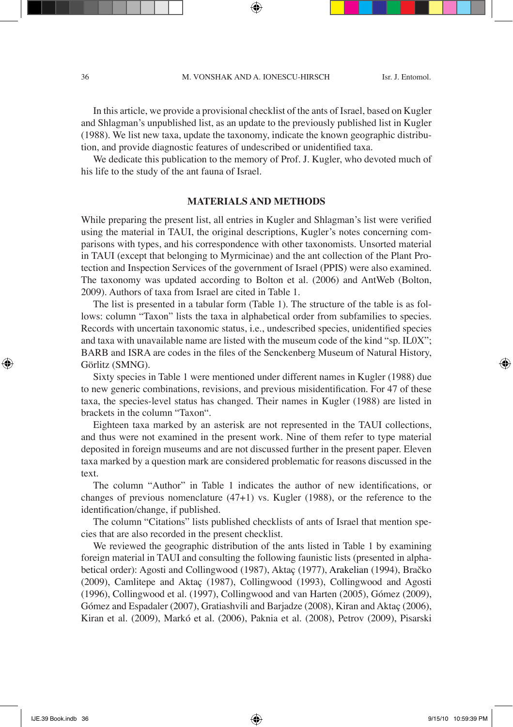In this article, we provide a provisional checklist of the ants of Israel, based on Kugler and Shlagman's unpublished list, as an update to the previously published list in Kugler (1988). We list new taxa, update the taxonomy, indicate the known geographic distribution, and provide diagnostic features of undescribed or unidentified taxa.

We dedicate this publication to the memory of Prof. J. Kugler, who devoted much of his life to the study of the ant fauna of Israel.

## MATERIALS AND METHODS

While preparing the present list, all entries in Kugler and Shlagman's list were verified using the material in TAUI, the original descriptions, Kugler's notes concerning comparisons with types, and his correspondence with other taxonomists. Unsorted material in TAUI (except that belonging to Myrmicinae) and the ant collection of the Plant Protection and Inspection Services of the government of Israel (PPIS) were also examined. The taxonomy was updated according to Bolton et al. (2006) and AntWeb (Bolton, 2009). Authors of taxa from Israel are cited in Table 1.

The list is presented in a tabular form (Table 1). The structure of the table is as follows: column "Taxon" lists the taxa in alphabetical order from subfamilies to species. Records with uncertain taxonomic status, i.e., undescribed species, unidentified species and taxa with unavailable name are listed with the museum code of the kind "sp. IL0X"; BARB and ISRA are codes in the files of the Senckenberg Museum of Natural History, Görlitz (SMNG).

Sixty species in Table 1 were mentioned under different names in Kugler (1988) due to new generic combinations, revisions, and previous misidentification. For 47 of these taxa, the species-level status has changed. Their names in Kugler (1988) are listed in brackets in the column "Taxon".

Eighteen taxa marked by an asterisk are not represented in the TAUI collections, and thus were not examined in the present work. Nine of them refer to type material deposited in foreign museums and are not discussed further in the present paper. Eleven taxa marked by a question mark are considered problematic for reasons discussed in the text.

The column "Author" in Table 1 indicates the author of new identifications, or changes of previous nomenclature (47+1) vs. Kugler (1988), or the reference to the identification/change, if published.

The column "Citations" lists published checklists of ants of Israel that mention species that are also recorded in the present checklist.

We reviewed the geographic distribution of the ants listed in Table 1 by examining foreign material in TAUI and consulting the following faunistic lists (presented in alphabetical order): Agosti and Collingwood (1987), Aktaç (1977), Arakelian (1994), Bračko (2009), Camlitepe and Aktaç (1987), Collingwood (1993), Collingwood and Agosti (1996), Collingwood et al. (1997), Collingwood and van Harten (2005), Gómez (2009), Gómez and Espadaler (2007), Gratiashvili and Barjadze (2008), Kiran and Aktaç (2006), Kiran et al. (2009), Markó et al. (2006), Paknia et al. (2008), Petrov (2009), Pisarski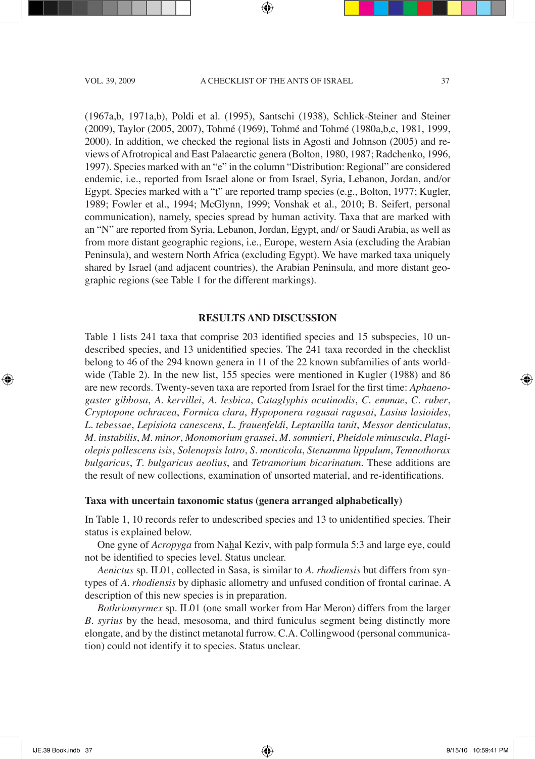(1967a,b, 1971a,b), Poldi et al. (1995), Santschi (1938), Schlick-Steiner and Steiner (2009), Taylor (2005, 2007), Tohmé (1969), Tohmé and Tohmé (1980a,b,c, 1981, 1999, 2000). In addition, we checked the regional lists in Agosti and Johnson (2005) and reviews of Afrotropical and East Palaearctic genera (Bolton, 1980, 1987; Radchenko, 1996, 1997). Species marked with an "e" in the column "Distribution: Regional" are considered endemic, i.e., reported from Israel alone or from Israel, Syria, Lebanon, Jordan, and/or Egypt. Species marked with a "t" are reported tramp species (e.g., Bolton, 1977; Kugler, 1989; Fowler et al., 1994; McGlynn, 1999; Vonshak et al., 2010; B. Seifert, personal communication), namely, species spread by human activity. Taxa that are marked with an "N" are reported from Syria, Lebanon, Jordan, Egypt, and/ or Saudi Arabia, as well as from more distant geographic regions, i.e., Europe, western Asia (excluding the Arabian Peninsula), and western North Africa (excluding Egypt). We have marked taxa uniquely shared by Israel (and adjacent countries), the Arabian Peninsula, and more distant geographic regions (see Table 1 for the different markings).

## RESULTS AND DISCUSSION

Table 1 lists 241 taxa that comprise 203 identified species and 15 subspecies, 10 undescribed species, and 13 unidentified species. The 241 taxa recorded in the checklist belong to 46 of the 294 known genera in 11 of the 22 known subfamilies of ants worldwide (Table 2). In the new list, 155 species were mentioned in Kugler (1988) and 86 are new records. Twenty-seven taxa are reported from Israel for the first time: *Aphaenogaster gibbosa*, *A. kervillei*, *A. lesbica*, *Cataglyphis acutinodis*, *C. emmae*, *C. ruber*, *Cryptopone ochracea*, *Formica clara*, *Hypoponera ragusai ragusai*, *Lasius lasioides*, *L. tebessae*, *Lepisiota canescens*, *L. frauenfeldi*, *Leptanilla tanit*, *Messor denticulatus*, *M. instabilis*, *M. minor*, *Monomorium grassei*, *M. sommieri*, *Pheidole minuscula*, *Plagiolepis pallescens isis*, *Solenopsis latro*, *S. monticola*, *Stenamma lippulum*, *Temnothorax bulgaricus*, *T. bulgaricus aeolius*, and *Tetramorium bicarinatum*. These additions are the result of new collections, examination of unsorted material, and re-identifications.

### Taxa with uncertain taxonomic status (genera arranged alphabetically)

In Table 1, 10 records refer to undescribed species and 13 to unidentified species. Their status is explained below.

One gyne of *Acropyga* from Naḫal Keziv, with palp formula 5:3 and large eye, could not be identified to species level. Status unclear.

*Aenictus* sp. IL01, collected in Sasa, is similar to *A. rhodiensis* but differs from syntypes of *A. rhodiensis* by diphasic allometry and unfused condition of frontal carinae. A description of this new species is in preparation.

*Bothriomyrmex* sp. IL01 (one small worker from Har Meron) differs from the larger *B. syrius* by the head, mesosoma, and third funiculus segment being distinctly more elongate, and by the distinct metanotal furrow. C.A. Collingwood (personal communication) could not identify it to species. Status unclear.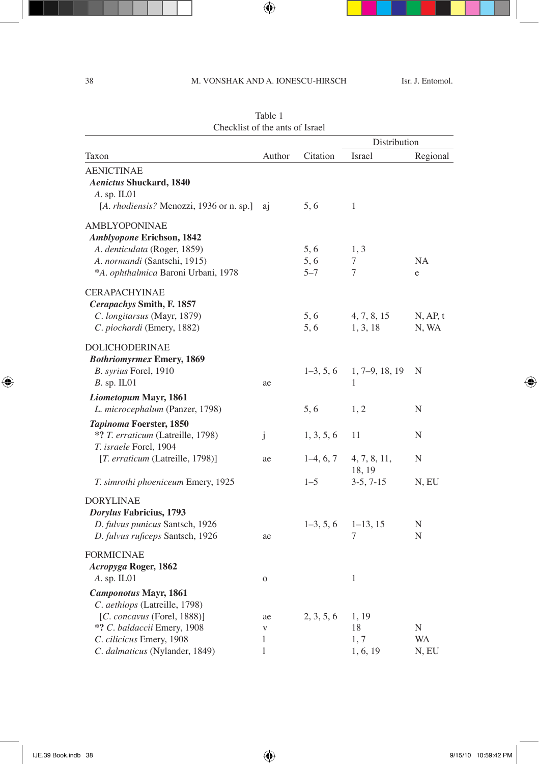Table 1
Checklist of the ants of Israel

| Taxon | Author | Citation | Distribution | |
|---|---|---|---|---|
| | | | Israel | Regional |
| AENICTINAE | | | | |
| ***Aenictus* Shuckard, 1840** | | | | |
| *A.* sp. IL01 | | | | |
| [*A. rhodiensis?* Menozzi, 1936 or n. sp.] | aj | 5, 6 | 1 | |
| AMBLYOPONINAE | | | | |
| ***Amblyopone* Erichson, 1842** | | | | |
| *A. denticulata* (Roger, 1859) | | 5, 6 | 1, 3 | |
| *A. normandi* (Santschi, 1915) | | 5, 6 | 7 | NA |
| **A. ophthalmica* Baroni Urbani, 1978 | | 5–7 | 7 | e |
| CERAPACHYINAE | | | | |
| ***Cerapachys* Smith, F. 1857** | | | | |
| *C. longitarsus* (Mayr, 1879) | | 5, 6 | 4, 7, 8, 15 | N, AP, t |
| *C. piochardi* (Emery, 1882) | | 5, 6 | 1, 3, 18 | N, WA |
| DOLICHODERINAE | | | | |
| ***Bothriomyrmex* Emery, 1869** | | | | |
| *B. syrius* Forel, 1910 | | 1–3, 5, 6 | 1, 7–9, 18, 19 | N |
| *B.* sp. IL01 | ae | | 1 | |
| ***Liometopum* Mayr, 1861** | | | | |
| *L. microcephalum* (Panzer, 1798) | | 5, 6 | 1, 2 | N |
| ***Tapinoma* Foerster, 1850** | | | | |
| *? *T. erraticum* (Latreille, 1798) | j | 1, 3, 5, 6 | 11 | N |
| *T. israele* Forel, 1904 | | | | |
| [*T. erraticum* (Latreille, 1798)] | ae | 1–4, 6, 7 | 4, 7, 8, 11, 18, 19 | N |
| *T. simrothi phoeniceum* Emery, 1925 | | 1–5 | 3-5, 7-15 | N, EU |
| DORYLINAE | | | | |
| ***Dorylus* Fabricius, 1793** | | | | |
| *D. fulvus punicus* Santsch, 1926 | | 1–3, 5, 6 | 1–13, 15 | N |
| *D. fulvus ruficeps* Santsch, 1926 | ae | | 7 | N |
| FORMICINAE | | | | |
| ***Acropyga* Roger, 1862** | | | | |
| *A.* sp. IL01 | o | | 1 | |
| ***Camponotus* Mayr, 1861** | | | | |
| *C. aethiops* (Latreille, 1798) | | | | |
| [*C. concavus* (Forel, 1888)] | ae | 2, 3, 5, 6 | 1, 19 | |
| *? *C. baldaccii* Emery, 1908 | v | | 18 | N |
| *C. cilicicus* Emery, 1908 | l | | 1, 7 | WA |
| *C. dalmaticus* (Nylander, 1849) | l | | 1, 6, 19 | N, EU |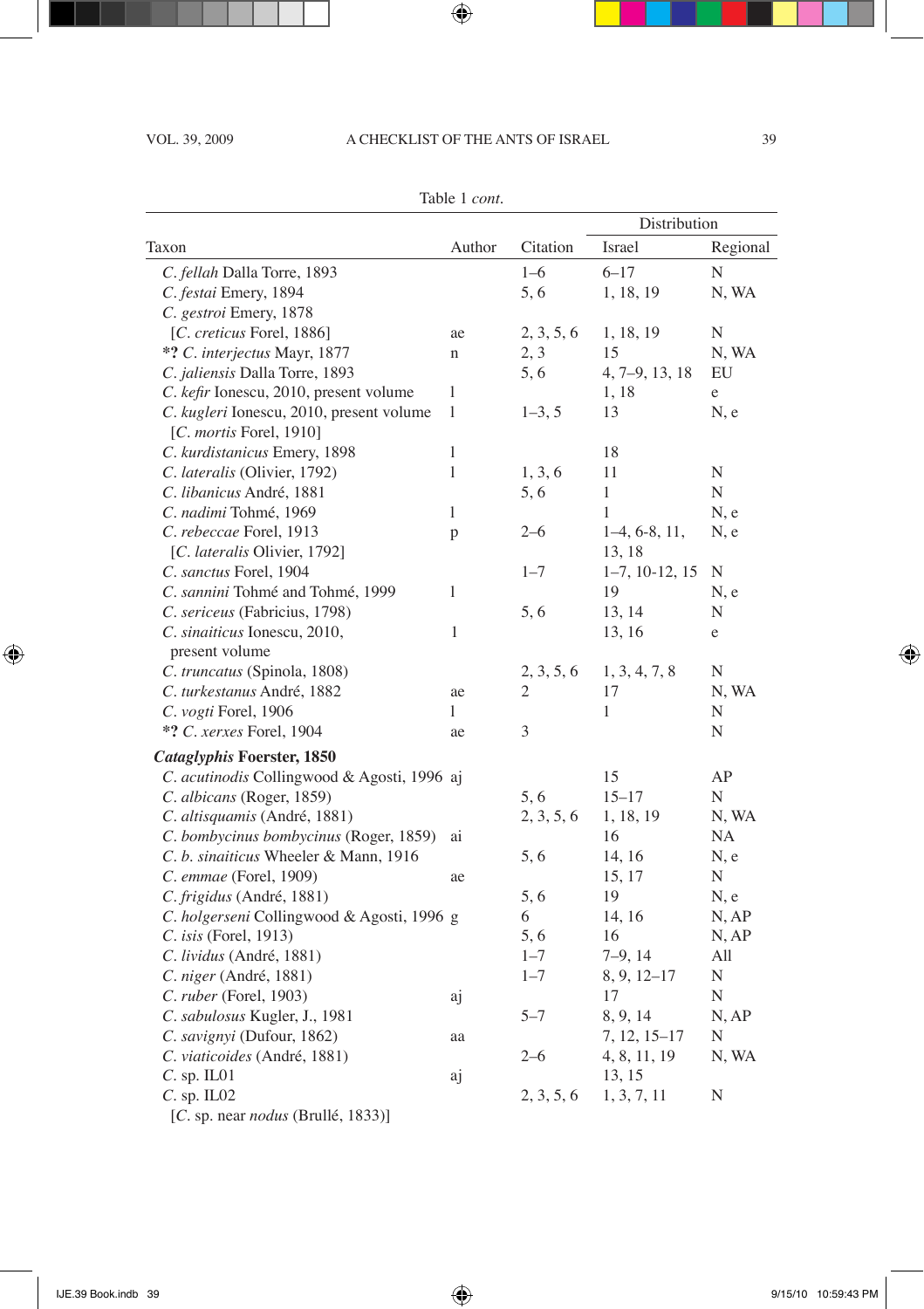Table 1 *cont.*

| Taxon | Author | Citation | Distribution | |
|---|---|---|---|---|
| | | | Israel | Regional |
| *C. fellah* Dalla Torre, 1893 | | 1–6 | 6–17 | N |
| *C. festai* Emery, 1894 | | 5, 6 | 1, 18, 19 | N, WA |
| *C. gestroi* Emery, 1878 | | | | |
| [*C. creticus* Forel, 1886] | ae | 2, 3, 5, 6 | 1, 18, 19 | N |
| *? *C. interjectus* Mayr, 1877 | n | 2, 3 | 15 | N, WA |
| *C. jaliensis* Dalla Torre, 1893 | | 5, 6 | 4, 7–9, 13, 18 | EU |
| *C. kefir* Ionescu, 2010, present volume | l | | 1, 18 | e |
| *C. kugleri* Ionescu, 2010, present volume | l | 1–3, 5 | 13 | N, e |
| [*C. mortis* Forel, 1910] | | | | |
| *C. kurdistanicus* Emery, 1898 | l | | 18 | |
| *C. lateralis* (Olivier, 1792) | l | 1, 3, 6 | 11 | N |
| *C. libanicus* André, 1881 | | 5, 6 | 1 | N |
| *C. nadimi* Tohmé, 1969 | l | | 1 | N, e |
| *C. rebeccae* Forel, 1913 | p | 2–6 | 1–4, 6-8, 11, 13, 18 | N, e |
| [*C. lateralis* Olivier, 1792] | | | | |
| *C. sanctus* Forel, 1904 | | 1–7 | 1–7, 10-12, 15 | N |
| *C. sannini* Tohmé and Tohmé, 1999 | l | | 19 | N, e |
| *C. sericeus* (Fabricius, 1798) | | 5, 6 | 13, 14 | N |
| *C. sinaiticus* Ionescu, 2010, present volume | l | | 13, 16 | e |
| *C. truncatus* (Spinola, 1808) | | 2, 3, 5, 6 | 1, 3, 4, 7, 8 | N |
| *C. turkestanus* André, 1882 | ae | 2 | 17 | N, WA |
| *C. vogti* Forel, 1906 | l | | 1 | N |
| *? *C. xerxes* Forel, 1904 | ae | 3 | | N |
| ***Cataglyphis* Foerster, 1850** | | | | |
| *C. acutinodis* Collingwood & Agosti, 1996 | aj | | 15 | AP |
| *C. albicans* (Roger, 1859) | | 5, 6 | 15–17 | N |
| *C. altisquamis* (André, 1881) | | 2, 3, 5, 6 | 1, 18, 19 | N, WA |
| *C. bombycinus bombycinus* (Roger, 1859) | ai | | 16 | NA |
| *C. b. sinaiticus* Wheeler & Mann, 1916 | | 5, 6 | 14, 16 | N, e |
| *C. emmae* (Forel, 1909) | ae | | 15, 17 | N |
| *C. frigidus* (André, 1881) | | 5, 6 | 19 | N, e |
| *C. holgerseni* Collingwood & Agosti, 1996 | g | 6 | 14, 16 | N, AP |
| *C. isis* (Forel, 1913) | | 5, 6 | 16 | N, AP |
| *C. lividus* (André, 1881) | | 1–7 | 7–9, 14 | All |
| *C. niger* (André, 1881) | | 1–7 | 8, 9, 12–17 | N |
| *C. ruber* (Forel, 1903) | aj | | 17 | N |
| *C. sabulosus* Kugler, J., 1981 | | 5–7 | 8, 9, 14 | N, AP |
| *C. savignyi* (Dufour, 1862) | aa | | 7, 12, 15–17 | N |
| *C. viaticoides* (André, 1881) | | 2–6 | 4, 8, 11, 19 | N, WA |
| *C.* sp. IL01 | aj | | 13, 15 | |
| *C.* sp. IL02 | | 2, 3, 5, 6 | 1, 3, 7, 11 | N |
| [*C.* sp. near *nodus* (Brullé, 1833)] | | | | |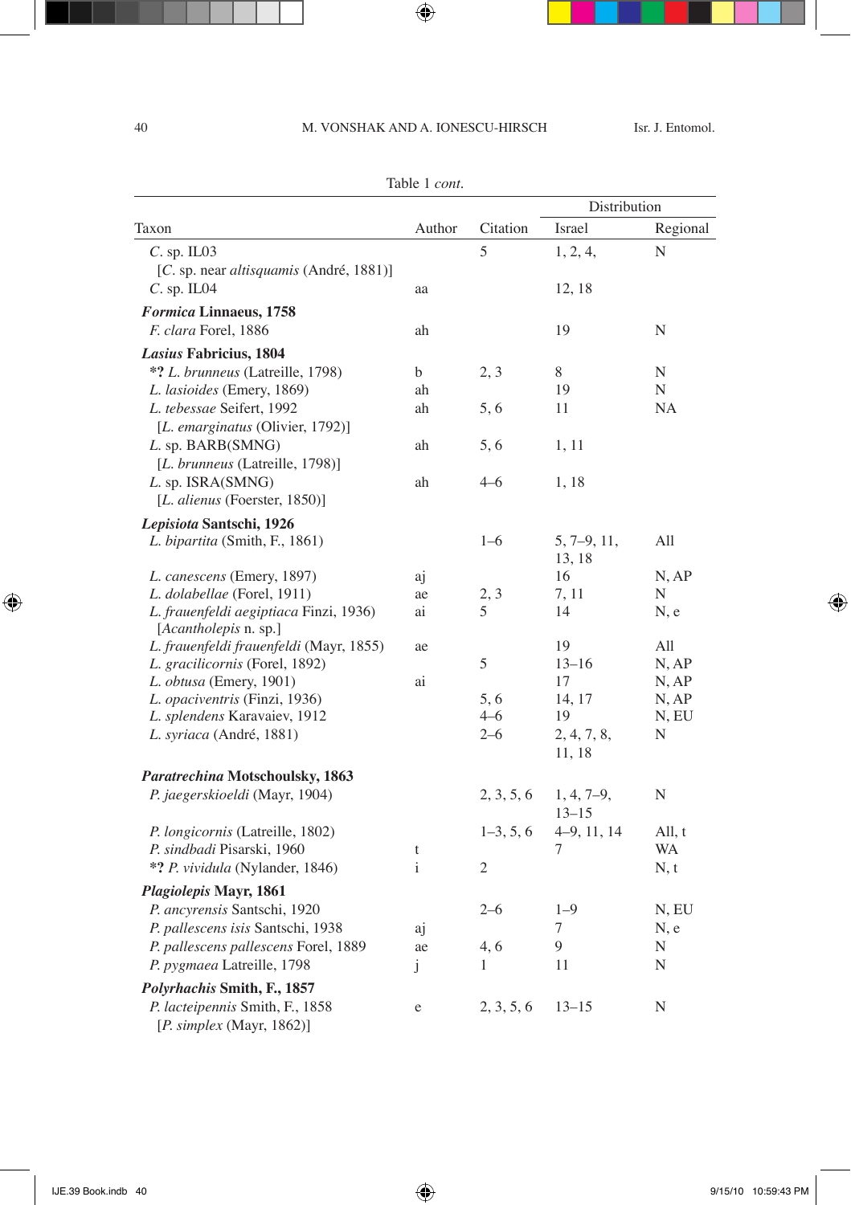Table 1 *cont.*

| Taxon | Author | Citation | Distribution | |
|---|---|---|---|---|
| | | | Israel | Regional |
| *C.* sp. IL03 [*C.* sp. near *altisquamis* (André, 1881)] | | 5 | 1, 2, 4, | N |
| *C.* sp. IL04 | aa | | 12, 18 | |
| ***Formica* Linnaeus, 1758** | | | | |
| *F. clara* Forel, 1886 | ah | | 19 | N |
| ***Lasius* Fabricius, 1804** | | | | |
| *? *L. brunneus* (Latreille, 1798) | b | 2, 3 | 8 | N |
| *L. lasioides* (Emery, 1869) | ah | | 19 | N |
| *L. tebessae* Seifert, 1992 [*L. emarginatus* (Olivier, 1792)] | ah | 5, 6 | 11 | NA |
| *L.* sp. BARB(SMNG) [*L. brunneus* (Latreille, 1798)] | ah | 5, 6 | 1, 11 | |
| *L.* sp. ISRA(SMNG) [*L. alienus* (Foerster, 1850)] | ah | 4–6 | 1, 18 | |
| ***Lepisiota* Santschi, 1926** | | | | |
| *L. bipartita* (Smith, F., 1861) | | 1–6 | 5, 7–9, 11, 13, 18 | All |
| *L. canescens* (Emery, 1897) | aj | | 16 | N, AP |
| *L. dolabellae* (Forel, 1911) | ae | 2, 3 | 7, 11 | N |
| *L. frauenfeldi aegiptiaca* Finzi, 1936) [*Acantholepis* n. sp.] | ai | 5 | 14 | N, e |
| *L. frauenfeldi frauenfeldi* (Mayr, 1855) | ae | | 19 | All |
| *L. gracilicornis* (Forel, 1892) | | 5 | 13–16 | N, AP |
| *L. obtusa* (Emery, 1901) | ai | | 17 | N, AP |
| *L. opaciventris* (Finzi, 1936) | | 5, 6 | 14, 17 | N, AP |
| *L. splendens* Karavaiev, 1912 | | 4–6 | 19 | N, EU |
| *L. syriaca* (André, 1881) | | 2–6 | 2, 4, 7, 8, 11, 18 | N |
| ***Paratrechina* Motschoulsky, 1863** | | | | |
| *P. jaegerskioeldi* (Mayr, 1904) | | 2, 3, 5, 6 | 1, 4, 7–9, 13–15 | N |
| *P. longicornis* (Latreille, 1802) | | 1–3, 5, 6 | 4–9, 11, 14 | All, t |
| *P. sindbadi* Pisarski, 1960 | t | | 7 | WA |
| *? *P. vividula* (Nylander, 1846) | i | 2 | | N, t |
| ***Plagiolepis* Mayr, 1861** | | | | |
| *P. ancyrensis* Santschi, 1920 | | 2–6 | 1–9 | N, EU |
| *P. pallescens isis* Santschi, 1938 | aj | | 7 | N, e |
| *P. pallescens pallescens* Forel, 1889 | ae | 4, 6 | 9 | N |
| *P. pygmaea* Latreille, 1798 | j | 1 | 11 | N |
| ***Polyrhachis* Smith, F., 1857** | | | | |
| *P. lacteipennis* Smith, F., 1858 [*P. simplex* (Mayr, 1862)] | e | 2, 3, 5, 6 | 13–15 | N |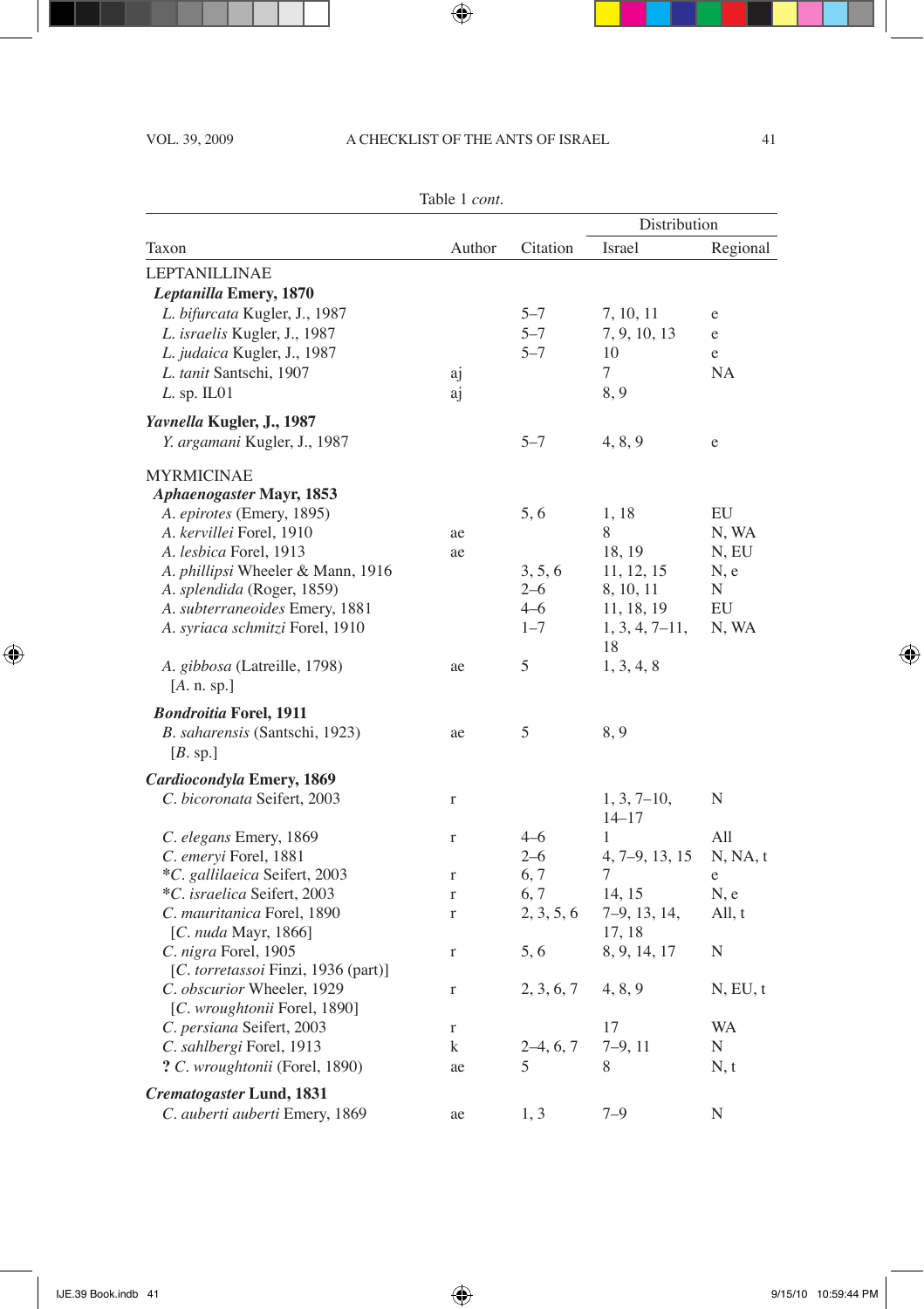Table 1 *cont.*

| Taxon | Author | Citation | Distribution | |
|---|---|---|---|---|
| | | | Israel | Regional |
| LEPTANILLINAE | | | | |
| ***Leptanilla*** **Emery, 1870** | | | | |
| *L. bifurcata* Kugler, J., 1987 | | 5–7 | 7, 10, 11 | e |
| *L. israelis* Kugler, J., 1987 | | 5–7 | 7, 9, 10, 13 | e |
| *L. judaica* Kugler, J., 1987 | | 5–7 | 10 | e |
| *L. tanit* Santschi, 1907 | aj | | 7 | NA |
| *L.* sp. IL01 | aj | | 8, 9 | |
| ***Yavnella*** **Kugler, J., 1987** | | | | |
| *Y. argamani* Kugler, J., 1987 | | 5–7 | 4, 8, 9 | e |
| MYRMICINAE | | | | |
| ***Aphaenogaster*** **Mayr, 1853** | | | | |
| *A. epirotes* (Emery, 1895) | | 5, 6 | 1, 18 | EU |
| *A. kervillei* Forel, 1910 | ae | | 8 | N, WA |
| *A. lesbica* Forel, 1913 | ae | | 18, 19 | N, EU |
| *A. phillipsi* Wheeler & Mann, 1916 | | 3, 5, 6 | 11, 12, 15 | N, e |
| *A. splendida* (Roger, 1859) | | 2–6 | 8, 10, 11 | N |
| *A. subterraneoides* Emery, 1881 | | 4–6 | 11, 18, 19 | EU |
| *A. syriaca schmitzi* Forel, 1910 | | 1–7 | 1, 3, 4, 7–11, 18 | N, WA |
| *A. gibbosa* (Latreille, 1798) [*A.* n. sp.] | ae | 5 | 1, 3, 4, 8 | |
| ***Bondroitia*** **Forel, 1911** | | | | |
| *B. saharensis* (Santschi, 1923) [*B.* sp.] | ae | 5 | 8, 9 | |
| ***Cardiocondyla*** **Emery, 1869** | | | | |
| *C. bicoronata* Seifert, 2003 | r | | 1, 3, 7–10, 14–17 | N |
| *C. elegans* Emery, 1869 | r | 4–6 | 1 | All |
| *C. emeryi* Forel, 1881 | | 2–6 | 4, 7–9, 13, 15 | N, NA, t |
| **C. gallilaeica* Seifert, 2003 | r | 6, 7 | 7 | e |
| **C. israelica* Seifert, 2003 | r | 6, 7 | 14, 15 | N, e |
| *C. mauritanica* Forel, 1890 [*C. nuda* Mayr, 1866] | r | 2, 3, 5, 6 | 7–9, 13, 14, 17, 18 | All, t |
| *C. nigra* Forel, 1905 [*C. torretassoi* Finzi, 1936 (part)] | r | 5, 6 | 8, 9, 14, 17 | N |
| *C. obscurior* Wheeler, 1929 [*C. wroughtonii* Forel, 1890] | r | 2, 3, 6, 7 | 4, 8, 9 | N, EU, t |
| *C. persiana* Seifert, 2003 | r | | 17 | WA |
| *C. sahlbergi* Forel, 1913 | k | 2–4, 6, 7 | 7–9, 11 | N |
| ? *C. wroughtonii* (Forel, 1890) | ae | 5 | 8 | N, t |
| ***Crematogaster*** **Lund, 1831** | | | | |
| *C. auberti auberti* Emery, 1869 | ae | 1, 3 | 7–9 | N |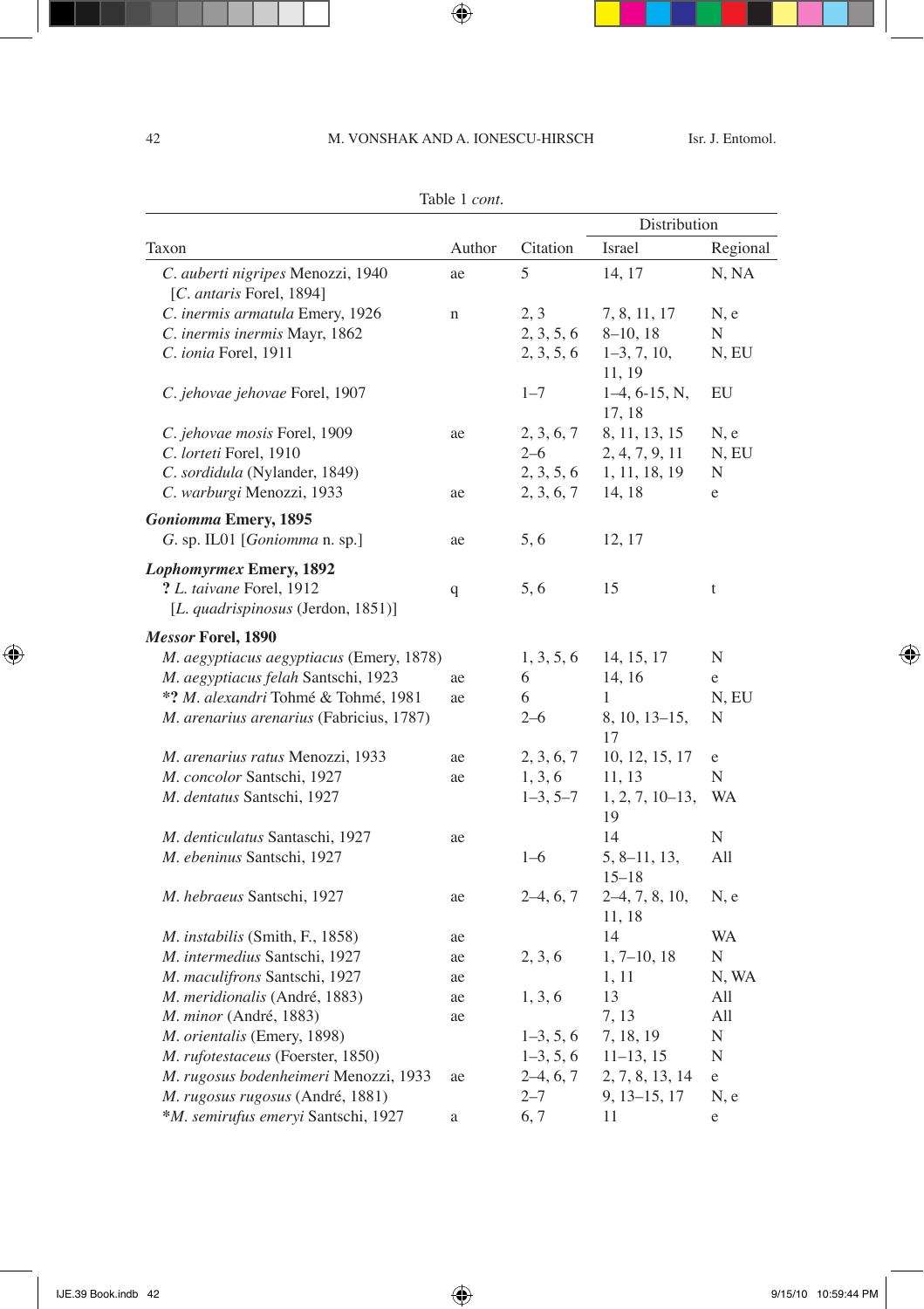Table 1 *cont.*

| Taxon | Author | Citation | Distribution | |
|---|---|---|---|---|
| | | | Israel | Regional |
| *C. auberti nigripes* Menozzi, 1940 [*C. antaris* Forel, 1894] | ae | 5 | 14, 17 | N, NA |
| *C. inermis armatula* Emery, 1926 | n | 2, 3 | 7, 8, 11, 17 | N, e |
| *C. inermis inermis* Mayr, 1862 | | 2, 3, 5, 6 | 8–10, 18 | N |
| *C. ionia* Forel, 1911 | | 2, 3, 5, 6 | 1–3, 7, 10, 11, 19 | N, EU |
| *C. jehovae jehovae* Forel, 1907 | | 1–7 | 1–4, 6-15, N, 17, 18 | EU |
| *C. jehovae mosis* Forel, 1909 | ae | 2, 3, 6, 7 | 8, 11, 13, 15 | N, e |
| *C. lorteti* Forel, 1910 | | 2–6 | 2, 4, 7, 9, 11 | N, EU |
| *C. sordidula* (Nylander, 1849) | | 2, 3, 5, 6 | 1, 11, 18, 19 | N |
| *C. warburgi* Menozzi, 1933 | ae | 2, 3, 6, 7 | 14, 18 | e |
| ***Goniomma* Emery, 1895** | | | | |
| *G.* sp. IL01 [*Goniomma* n. sp.] | ae | 5, 6 | 12, 17 | |
| ***Lophomyrmex* Emery, 1892** | | | | |
| **?** *L. taivane* Forel, 1912 [*L. quadrispinosus* (Jerdon, 1851)] | q | 5, 6 | 15 | t |
| ***Messor* Forel, 1890** | | | | |
| *M. aegyptiacus aegyptiacus* (Emery, 1878) | | 1, 3, 5, 6 | 14, 15, 17 | N |
| *M. aegyptiacus felah* Santschi, 1923 | ae | 6 | 14, 16 | e |
| *? *M. alexandri* Tohmé & Tohmé, 1981 | ae | 6 | 1 | N, EU |
| *M. arenarius arenarius* (Fabricius, 1787) | | 2–6 | 8, 10, 13–15, 17 | N |
| *M. arenarius ratus* Menozzi, 1933 | ae | 2, 3, 6, 7 | 10, 12, 15, 17 | e |
| *M. concolor* Santschi, 1927 | ae | 1, 3, 6 | 11, 13 | N |
| *M. dentatus* Santschi, 1927 | | 1–3, 5–7 | 1, 2, 7, 10–13, 19 | WA |
| *M. denticulatus* Santaschi, 1927 | ae | | 14 | N |
| *M. ebeninus* Santschi, 1927 | | 1–6 | 5, 8–11, 13, 15–18 | All |
| *M. hebraeus* Santschi, 1927 | ae | 2–4, 6, 7 | 2–4, 7, 8, 10, 11, 18 | N, e |
| *M. instabilis* (Smith, F., 1858) | ae | | 14 | WA |
| *M. intermedius* Santschi, 1927 | ae | 2, 3, 6 | 1, 7–10, 18 | N |
| *M. maculifrons* Santschi, 1927 | ae | | 1, 11 | N, WA |
| *M. meridionalis* (André, 1883) | ae | 1, 3, 6 | 13 | All |
| *M. minor* (André, 1883) | ae | | 7, 13 | All |
| *M. orientalis* (Emery, 1898) | | 1–3, 5, 6 | 7, 18, 19 | N |
| *M. rufotestaceus* (Foerster, 1850) | | 1–3, 5, 6 | 11–13, 15 | N |
| *M. rugosus bodenheimeri* Menozzi, 1933 | ae | 2–4, 6, 7 | 2, 7, 8, 13, 14 | e |
| *M. rugosus rugosus* (André, 1881) | | 2–7 | 9, 13–15, 17 | N, e |
| **M. semirufus emeryi* Santschi, 1927 | a | 6, 7 | 11 | e |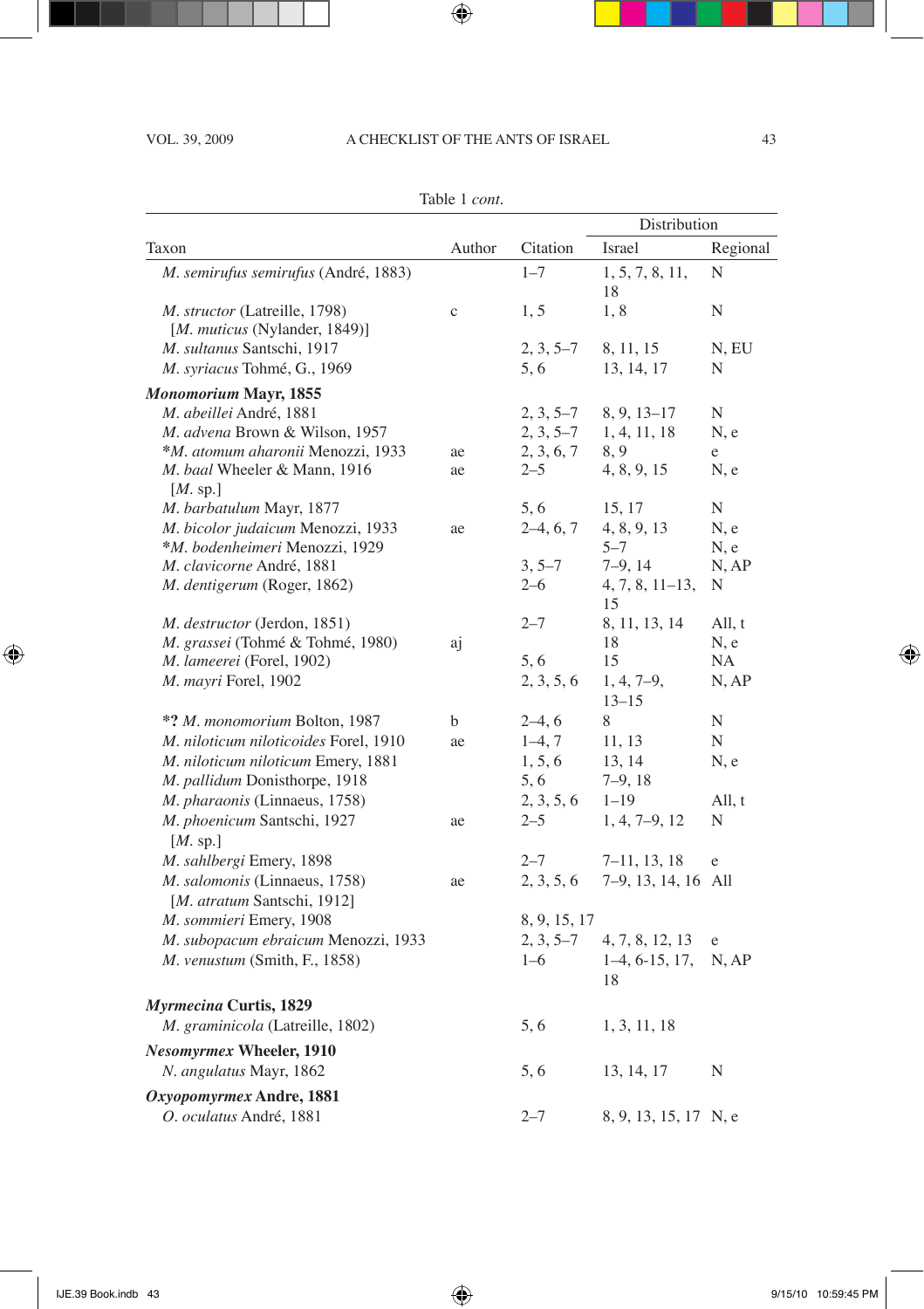Table 1 *cont.*

| Taxon | Author | Citation | Distribution | |
|---|---|---|---|---|
| | | | Israel | Regional |
| *M. semirufus semirufus* (André, 1883) | | 1–7 | 1, 5, 7, 8, 11, 18 | N |
| *M. structor* (Latreille, 1798) [*M. muticus* (Nylander, 1849)] | c | 1, 5 | 1, 8 | N |
| *M. sultanus* Santschi, 1917 | | 2, 3, 5–7 | 8, 11, 15 | N, EU |
| *M. syriacus* Tohmé, G., 1969 | | 5, 6 | 13, 14, 17 | N |
| ***Monomorium* Mayr, 1855** | | | | |
| *M. abeillei* André, 1881 | | 2, 3, 5–7 | 8, 9, 13–17 | N |
| *M. advena* Brown & Wilson, 1957 | | 2, 3, 5–7 | 1, 4, 11, 18 | N, e |
| **M. atomum aharonii* Menozzi, 1933 | ae | 2, 3, 6, 7 | 8, 9 | e |
| *M. baal* Wheeler & Mann, 1916 [*M.* sp.] | ae | 2–5 | 4, 8, 9, 15 | N, e |
| *M. barbatulum* Mayr, 1877 | | 5, 6 | 15, 17 | N |
| *M. bicolor judaicum* Menozzi, 1933 | ae | 2–4, 6, 7 | 4, 8, 9, 13 | N, e |
| **M. bodenheimeri* Menozzi, 1929 | | | 5–7 | N, e |
| *M. clavicorne* André, 1881 | | 3, 5–7 | 7–9, 14 | N, AP |
| *M. dentigerum* (Roger, 1862) | | 2–6 | 4, 7, 8, 11–13, 15 | N |
| *M. destructor* (Jerdon, 1851) | | 2–7 | 8, 11, 13, 14 | All, t |
| *M. grassei* (Tohmé & Tohmé, 1980) | aj | | 18 | N, e |
| *M. lameerei* (Forel, 1902) | | 5, 6 | 15 | NA |
| *M. mayri* Forel, 1902 | | 2, 3, 5, 6 | 1, 4, 7–9, 13–15 | N, AP |
| *? *M. monomorium* Bolton, 1987 | b | 2–4, 6 | 8 | N |
| *M. niloticum niloticoides* Forel, 1910 | ae | 1–4, 7 | 11, 13 | N |
| *M. niloticum niloticum* Emery, 1881 | | 1, 5, 6 | 13, 14 | N, e |
| *M. pallidum* Donisthorpe, 1918 | | 5, 6 | 7–9, 18 | |
| *M. pharaonis* (Linnaeus, 1758) | | 2, 3, 5, 6 | 1–19 | All, t |
| *M. phoenicum* Santschi, 1927 [*M.* sp.] | ae | 2–5 | 1, 4, 7–9, 12 | N |
| *M. sahlbergi* Emery, 1898 | | 2–7 | 7–11, 13, 18 | e |
| *M. salomonis* (Linnaeus, 1758) [*M. atratum* Santschi, 1912] | ae | 2, 3, 5, 6 | 7–9, 13, 14, 16 | All |
| *M. sommieri* Emery, 1908 | | 8, 9, 15, 17 | | |
| *M. subopacum ebraicum* Menozzi, 1933 | | 2, 3, 5–7 | 4, 7, 8, 12, 13 | e |
| *M. venustum* (Smith, F., 1858) | | 1–6 | 1–4, 6-15, 17, 18 | N, AP |
| ***Myrmecina* Curtis, 1829** | | | | |
| *M. graminicola* (Latreille, 1802) | | 5, 6 | 1, 3, 11, 18 | |
| ***Nesomyrmex* Wheeler, 1910** | | | | |
| *N. angulatus* Mayr, 1862 | | 5, 6 | 13, 14, 17 | N |
| ***Oxyopomyrmex* Andre, 1881** | | | | |
| *O. oculatus* André, 1881 | | 2–7 | 8, 9, 13, 15, 17 | N, e |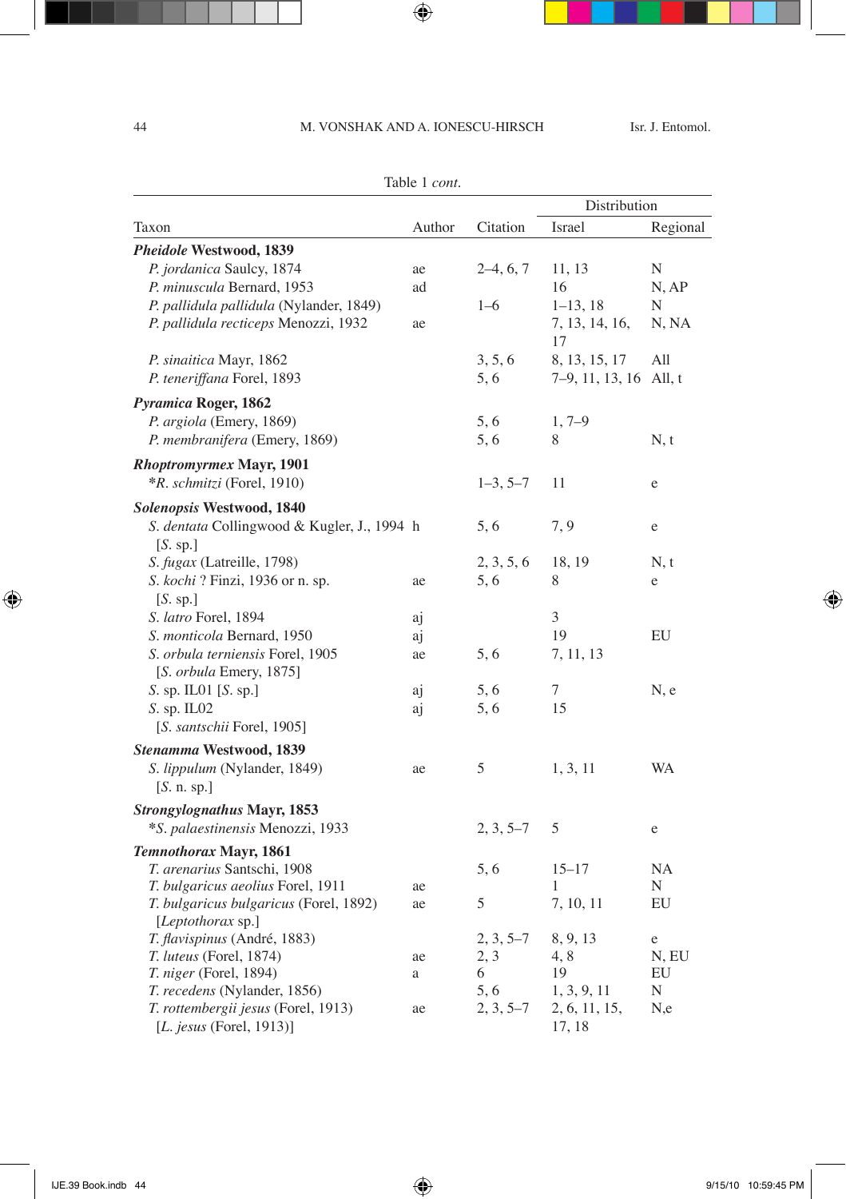Table 1 *cont*.

| Taxon | Author | Citation | Distribution | |
|---|---|---|---|---|
| | | | Israel | Regional |
| ***Pheidole* Westwood, 1839** | | | | |
| *P. jordanica* Saulcy, 1874 | ae | 2–4, 6, 7 | 11, 13 | N |
| *P. minuscula* Bernard, 1953 | ad | | 16 | N, AP |
| *P. pallidula pallidula* (Nylander, 1849) | | 1–6 | 1–13, 18 | N |
| *P. pallidula recticeps* Menozzi, 1932 | ae | | 7, 13, 14, 16, 17 | N, NA |
| *P. sinaitica* Mayr, 1862 | | 3, 5, 6 | 8, 13, 15, 17 | All |
| *P. teneriffana* Forel, 1893 | | 5, 6 | 7–9, 11, 13, 16 | All, t |
| ***Pyramica* Roger, 1862** | | | | |
| *P. argiola* (Emery, 1869) | | 5, 6 | 1, 7–9 | |
| *P. membranifera* (Emery, 1869) | | 5, 6 | 8 | N, t |
| ***Rhoptromyrmex* Mayr, 1901** | | | | |
| **R. schmitzi* (Forel, 1910) | | 1–3, 5–7 | 11 | e |
| ***Solenopsis* Westwood, 1840** | | | | |
| *S. dentata* Collingwood & Kugler, J., 1994 [*S.* sp.] | h | 5, 6 | 7, 9 | e |
| *S. fugax* (Latreille, 1798) | | 2, 3, 5, 6 | 18, 19 | N, t |
| *S. kochi* ? Finzi, 1936 or n. sp. [*S.* sp.] | ae | 5, 6 | 8 | e |
| *S. latro* Forel, 1894 | aj | | 3 | |
| *S. monticola* Bernard, 1950 | aj | | 19 | EU |
| *S. orbula terniensis* Forel, 1905 [*S. orbula* Emery, 1875] | ae | 5, 6 | 7, 11, 13 | |
| *S.* sp. IL01 [*S.* sp.] | aj | 5, 6 | 7 | N, e |
| *S.* sp. IL02 [*S. santschii* Forel, 1905] | aj | 5, 6 | 15 | |
| ***Stenamma* Westwood, 1839** | | | | |
| *S. lippulum* (Nylander, 1849) [*S.* n. sp.] | ae | 5 | 1, 3, 11 | WA |
| ***Strongylognathus* Mayr, 1853** | | | | |
| **S. palaestinensis* Menozzi, 1933 | | 2, 3, 5–7 | 5 | e |
| ***Temnothorax* Mayr, 1861** | | | | |
| *T. arenarius* Santschi, 1908 | | 5, 6 | 15–17 | NA |
| *T. bulgaricus aeolius* Forel, 1911 | ae | | 1 | N |
| *T. bulgaricus bulgaricus* (Forel, 1892) [*Leptothorax* sp.] | ae | 5 | 7, 10, 11 | EU |
| *T. flavispinus* (André, 1883) | | 2, 3, 5–7 | 8, 9, 13 | e |
| *T. luteus* (Forel, 1874) | ae | 2, 3 | 4, 8 | N, EU |
| *T. niger* (Forel, 1894) | a | 6 | 19 | EU |
| *T. recedens* (Nylander, 1856) | | 5, 6 | 1, 3, 9, 11 | N |
| *T. rottembergii jesus* (Forel, 1913) [*L. jesus* (Forel, 1913)] | ae | 2, 3, 5–7 | 2, 6, 11, 15, 17, 18 | N,e |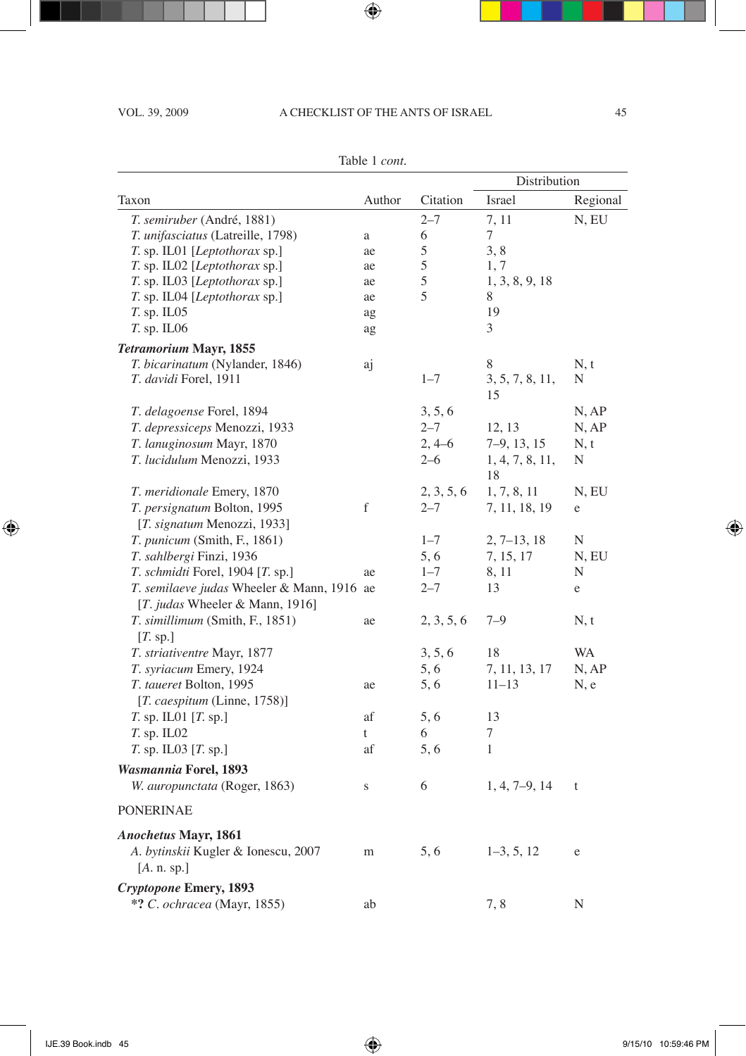Table 1 *cont.*

| Taxon | Author | Citation | Distribution | |
|---|---|---|---|---|
| | | | Israel | Regional |
| *T. semiruber* (André, 1881) | | 2–7 | 7, 11 | N, EU |
| *T. unifasciatus* (Latreille, 1798) | a | 6 | 7 | |
| *T.* sp. IL01 [*Leptothorax* sp.] | ae | 5 | 3, 8 | |
| *T.* sp. IL02 [*Leptothorax* sp.] | ae | 5 | 1, 7 | |
| *T.* sp. IL03 [*Leptothorax* sp.] | ae | 5 | 1, 3, 8, 9, 18 | |
| *T.* sp. IL04 [*Leptothorax* sp.] | ae | 5 | 8 | |
| *T.* sp. IL05 | ag | | 19 | |
| *T.* sp. IL06 | ag | | 3 | |
| ***Tetramorium* Mayr, 1855** | | | | |
| *T. bicarinatum* (Nylander, 1846) | aj | | 8 | N, t |
| *T. davidi* Forel, 1911 | | 1–7 | 3, 5, 7, 8, 11, 15 | N |
| *T. delagoense* Forel, 1894 | | 3, 5, 6 | | N, AP |
| *T. depressiceps* Menozzi, 1933 | | 2–7 | 12, 13 | N, AP |
| *T. lanuginosum* Mayr, 1870 | | 2, 4–6 | 7–9, 13, 15 | N, t |
| *T. lucidulum* Menozzi, 1933 | | 2–6 | 1, 4, 7, 8, 11, 18 | N |
| *T. meridionale* Emery, 1870 | | 2, 3, 5, 6 | 1, 7, 8, 11 | N, EU |
| *T. persignatum* Bolton, 1995 [*T. signatum* Menozzi, 1933] | f | 2–7 | 7, 11, 18, 19 | e |
| *T. punicum* (Smith, F., 1861) | | 1–7 | 2, 7–13, 18 | N |
| *T. sahlbergi* Finzi, 1936 | | 5, 6 | 7, 15, 17 | N, EU |
| *T. schmidti* Forel, 1904 [*T.* sp.] | ae | 1–7 | 8, 11 | N |
| *T. semilaeve judas* Wheeler & Mann, 1916 [*T. judas* Wheeler & Mann, 1916] | ae | 2–7 | 13 | e |
| *T. simillimum* (Smith, F., 1851) [*T.* sp.] | ae | 2, 3, 5, 6 | 7–9 | N, t |
| *T. striativentre* Mayr, 1877 | | 3, 5, 6 | 18 | WA |
| *T. syriacum* Emery, 1924 | | 5, 6 | 7, 11, 13, 17 | N, AP |
| *T. taueret* Bolton, 1995 [*T. caespitum* (Linne, 1758)] | ae | 5, 6 | 11–13 | N, e |
| *T.* sp. IL01 [*T.* sp.] | af | 5, 6 | 13 | |
| *T.* sp. IL02 | t | 6 | 7 | |
| *T.* sp. IL03 [*T.* sp.] | af | 5, 6 | 1 | |
| ***Wasmannia* Forel, 1893** | | | | |
| *W. auropunctata* (Roger, 1863) | s | 6 | 1, 4, 7–9, 14 | t |
| PONERINAE | | | | |
| ***Anochetus* Mayr, 1861** | | | | |
| *A. bytinskii* Kugler & Ionescu, 2007 [*A.* n. sp.] | m | 5, 6 | 1–3, 5, 12 | e |
| ***Cryptopone* Emery, 1893** | | | | |
| *? *C. ochracea* (Mayr, 1855) | ab | | 7, 8 | N |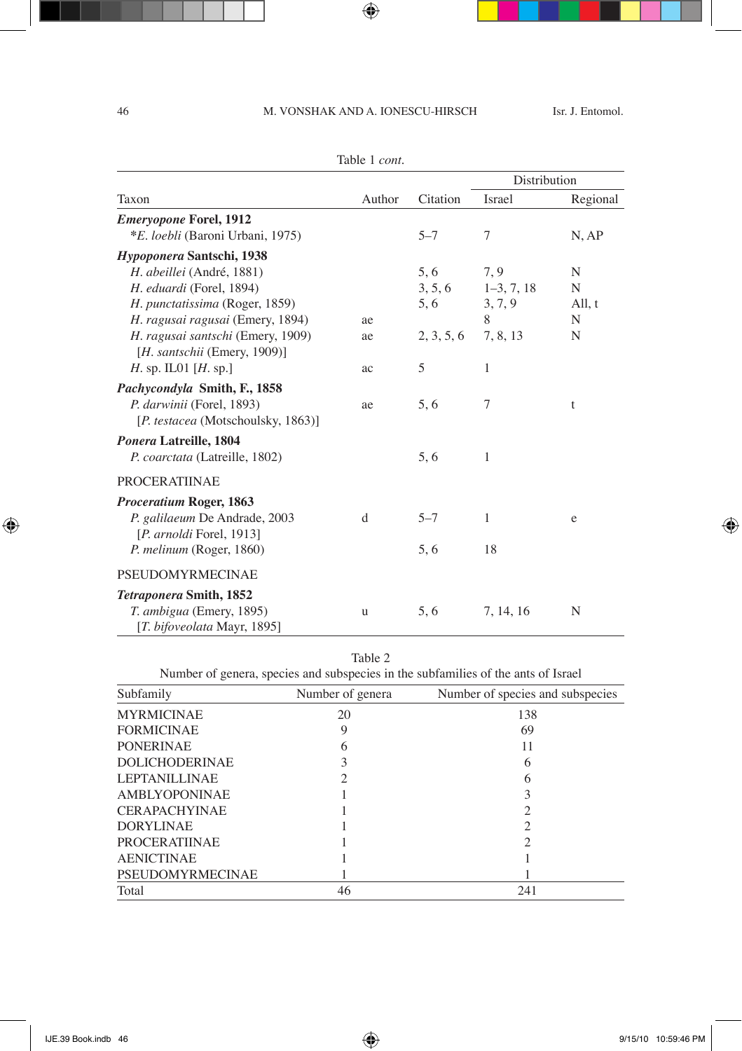Table 1 *cont*.

| Taxon | Author | Citation | Distribution | |
|---|---|---|---|---|
| | | | Israel | Regional |
| ***Emeryopone* Forel, 1912** | | | | |
| **E. loebli* (Baroni Urbani, 1975) | | 5–7 | 7 | N, AP |
| ***Hypoponera* Santschi, 1938** | | | | |
| *H. abeillei* (André, 1881) | | 5, 6 | 7, 9 | N |
| *H. eduardi* (Forel, 1894) | | 3, 5, 6 | 1–3, 7, 18 | N |
| *H. punctatissima* (Roger, 1859) | | 5, 6 | 3, 7, 9 | All, t |
| *H. ragusai ragusai* (Emery, 1894) | ae | | 8 | N |
| *H. ragusai santschi* (Emery, 1909) [*H. santschii* (Emery, 1909)] | ae | 2, 3, 5, 6 | 7, 8, 13 | N |
| *H.* sp. IL01 [*H.* sp.] | ac | 5 | 1 | |
| ***Pachycondyla* Smith, F., 1858** | | | | |
| *P. darwinii* (Forel, 1893) [*P. testacea* (Motschoulsky, 1863)] | ae | 5, 6 | 7 | t |
| ***Ponera* Latreille, 1804** | | | | |
| *P. coarctata* (Latreille, 1802) | | 5, 6 | 1 | |
| PROCERATIINAE | | | | |
| ***Proceratium* Roger, 1863** | | | | |
| *P. galilaeum* De Andrade, 2003 [*P. arnoldi* Forel, 1913] | d | 5–7 | 1 | e |
| *P. melinum* (Roger, 1860) | | 5, 6 | 18 | |
| PSEUDOMYRMECINAE | | | | |
| ***Tetraponera* Smith, 1852** | | | | |
| *T. ambigua* (Emery, 1895) [*T. bifoveolata* Mayr, 1895] | u | 5, 6 | 7, 14, 16 | N |

Table 2
Number of genera, species and subspecies in the subfamilies of the ants of Israel

| Subfamily | Number of genera | Number of species and subspecies |
|---|---|---|
| MYRMICINAE | 20 | 138 |
| FORMICINAE | 9 | 69 |
| PONERINAE | 6 | 11 |
| DOLICHODERINAE | 3 | 6 |
| LEPTANILLINAE | 2 | 6 |
| AMBLYOPONINAE | 1 | 3 |
| CERAPACHYINAE | 1 | 2 |
| DORYLINAE | 1 | 2 |
| PROCERATIINAE | 1 | 2 |
| AENICTINAE | 1 | 1 |
| PSEUDOMYRMECINAE | 1 | 1 |
| Total | 46 | 241 |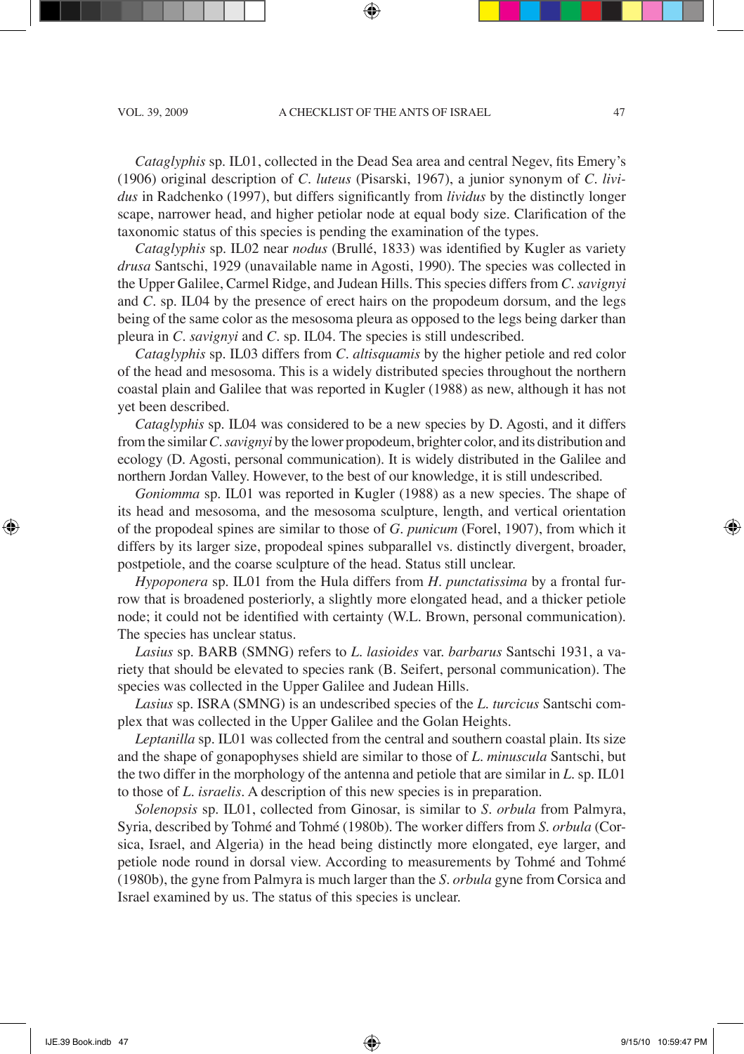*Cataglyphis* sp. IL01, collected in the Dead Sea area and central Negev, fits Emery's (1906) original description of *C. luteus* (Pisarski, 1967), a junior synonym of *C. lividus* in Radchenko (1997), but differs significantly from *lividus* by the distinctly longer scape, narrower head, and higher petiolar node at equal body size. Clarification of the taxonomic status of this species is pending the examination of the types.

*Cataglyphis* sp. IL02 near *nodus* (Brullé, 1833) was identified by Kugler as variety *drusa* Santschi, 1929 (unavailable name in Agosti, 1990). The species was collected in the Upper Galilee, Carmel Ridge, and Judean Hills. This species differs from *C. savignyi* and *C.* sp. IL04 by the presence of erect hairs on the propodeum dorsum, and the legs being of the same color as the mesosoma pleura as opposed to the legs being darker than pleura in *C. savignyi* and *C.* sp. IL04. The species is still undescribed.

*Cataglyphis* sp. IL03 differs from *C. altisquamis* by the higher petiole and red color of the head and mesosoma. This is a widely distributed species throughout the northern coastal plain and Galilee that was reported in Kugler (1988) as new, although it has not yet been described.

*Cataglyphis* sp. IL04 was considered to be a new species by D. Agosti, and it differs from the similar *C. savignyi* by the lower propodeum, brighter color, and its distribution and ecology (D. Agosti, personal communication). It is widely distributed in the Galilee and northern Jordan Valley. However, to the best of our knowledge, it is still undescribed.

*Goniomma* sp. IL01 was reported in Kugler (1988) as a new species. The shape of its head and mesosoma, and the mesosoma sculpture, length, and vertical orientation of the propodeal spines are similar to those of *G. punicum* (Forel, 1907), from which it differs by its larger size, propodeal spines subparallel vs. distinctly divergent, broader, postpetiole, and the coarse sculpture of the head. Status still unclear.

*Hypoponera* sp. IL01 from the Hula differs from *H. punctatissima* by a frontal furrow that is broadened posteriorly, a slightly more elongated head, and a thicker petiole node; it could not be identified with certainty (W.L. Brown, personal communication). The species has unclear status.

*Lasius* sp. BARB (SMNG) refers to *L. lasioides* var. *barbarus* Santschi 1931, a variety that should be elevated to species rank (B. Seifert, personal communication). The species was collected in the Upper Galilee and Judean Hills.

*Lasius* sp. ISRA (SMNG) is an undescribed species of the *L. turcicus* Santschi complex that was collected in the Upper Galilee and the Golan Heights.

*Leptanilla* sp. IL01 was collected from the central and southern coastal plain. Its size and the shape of gonapophyses shield are similar to those of *L. minuscula* Santschi, but the two differ in the morphology of the antenna and petiole that are similar in *L.* sp. IL01 to those of *L. israelis*. A description of this new species is in preparation.

*Solenopsis* sp. IL01, collected from Ginosar, is similar to *S. orbula* from Palmyra, Syria, described by Tohmé and Tohmé (1980b). The worker differs from *S. orbula* (Corsica, Israel, and Algeria) in the head being distinctly more elongated, eye larger, and petiole node round in dorsal view. According to measurements by Tohmé and Tohmé (1980b), the gyne from Palmyra is much larger than the *S. orbula* gyne from Corsica and Israel examined by us. The status of this species is unclear.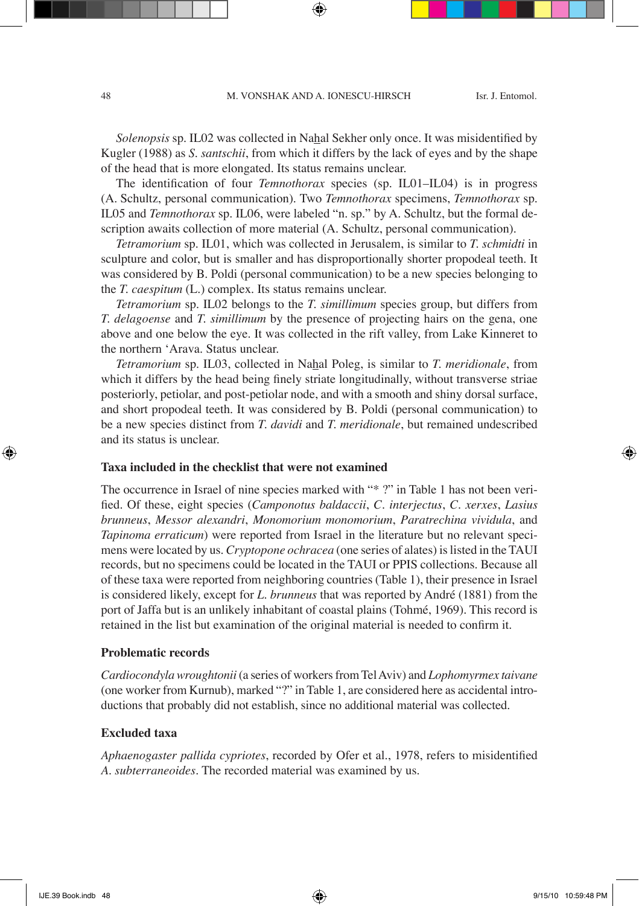*Solenopsis* sp. IL02 was collected in Naẖal Sekher only once. It was misidentified by Kugler (1988) as *S. santschii*, from which it differs by the lack of eyes and by the shape of the head that is more elongated. Its status remains unclear.

The identification of four *Temnothorax* species (sp. IL01–IL04) is in progress (A. Schultz, personal communication). Two *Temnothorax* specimens, *Temnothorax* sp. IL05 and *Temnothorax* sp. IL06, were labeled "n. sp." by A. Schultz, but the formal description awaits collection of more material (A. Schultz, personal communication).

*Tetramorium* sp. IL01, which was collected in Jerusalem, is similar to *T. schmidti* in sculpture and color, but is smaller and has disproportionally shorter propodeal teeth. It was considered by B. Poldi (personal communication) to be a new species belonging to the *T. caespitum* (L.) complex. Its status remains unclear.

*Tetramorium* sp. IL02 belongs to the *T. simillimum* species group, but differs from *T. delagoense* and *T. simillimum* by the presence of projecting hairs on the gena, one above and one below the eye. It was collected in the rift valley, from Lake Kinneret to the northern 'Arava. Status unclear.

*Tetramorium* sp. IL03, collected in Naẖal Poleg, is similar to *T. meridionale*, from which it differs by the head being finely striate longitudinally, without transverse striae posteriorly, petiolar, and post-petiolar node, and with a smooth and shiny dorsal surface, and short propodeal teeth. It was considered by B. Poldi (personal communication) to be a new species distinct from *T. davidi* and *T. meridionale*, but remained undescribed and its status is unclear.

### Taxa included in the checklist that were not examined

The occurrence in Israel of nine species marked with "* ?" in Table 1 has not been verified. Of these, eight species (*Camponotus baldaccii*, *C. interjectus*, *C. xerxes*, *Lasius brunneus*, *Messor alexandri*, *Monomorium monomorium*, *Paratrechina vividula*, and *Tapinoma erraticum*) were reported from Israel in the literature but no relevant specimens were located by us. *Cryptopone ochracea* (one series of alates) is listed in the TAUI records, but no specimens could be located in the TAUI or PPIS collections. Because all of these taxa were reported from neighboring countries (Table 1), their presence in Israel is considered likely, except for *L. brunneus* that was reported by André (1881) from the port of Jaffa but is an unlikely inhabitant of coastal plains (Tohmé, 1969). This record is retained in the list but examination of the original material is needed to confirm it.

### Problematic records

*Cardiocondyla wroughtonii* (a series of workers from Tel Aviv) and *Lophomyrmex taivane* (one worker from Kurnub), marked "?" in Table 1, are considered here as accidental introductions that probably did not establish, since no additional material was collected.

### Excluded taxa

*Aphaenogaster pallida cypriotes*, recorded by Ofer et al., 1978, refers to misidentified *A. subterraneoides*. The recorded material was examined by us.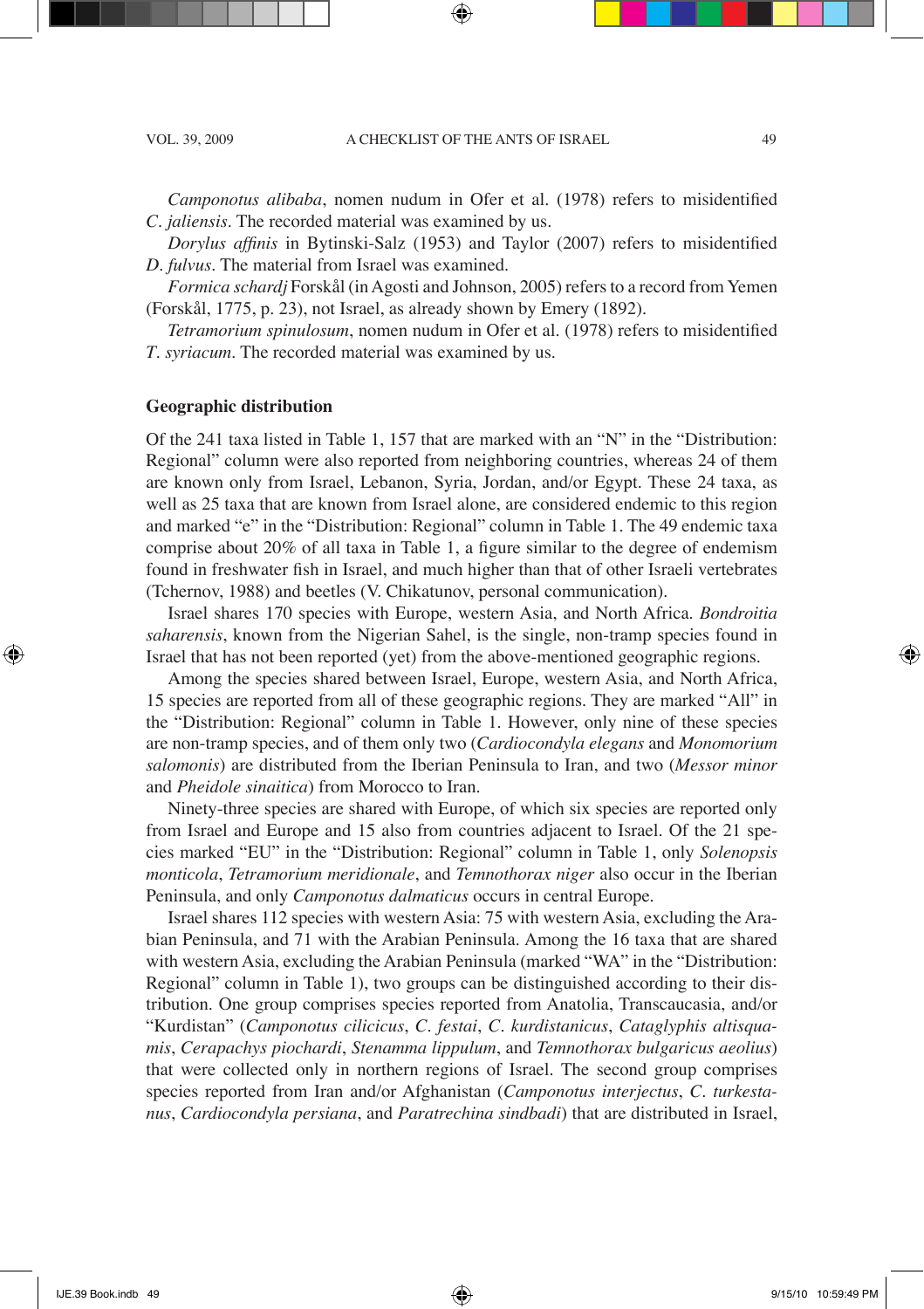*Camponotus alibaba*, nomen nudum in Ofer et al. (1978) refers to misidentified *C. jaliensis*. The recorded material was examined by us.

*Dorylus affinis* in Bytinski-Salz (1953) and Taylor (2007) refers to misidentified *D. fulvus*. The material from Israel was examined.

*Formica schardj* Forskål (in Agosti and Johnson, 2005) refers to a record from Yemen (Forskål, 1775, p. 23), not Israel, as already shown by Emery (1892).

*Tetramorium spinulosum*, nomen nudum in Ofer et al. (1978) refers to misidentified *T. syriacum*. The recorded material was examined by us.

**Geographic distribution**

Of the 241 taxa listed in Table 1, 157 that are marked with an "N" in the "Distribution: Regional" column were also reported from neighboring countries, whereas 24 of them are known only from Israel, Lebanon, Syria, Jordan, and/or Egypt. These 24 taxa, as well as 25 taxa that are known from Israel alone, are considered endemic to this region and marked "e" in the "Distribution: Regional" column in Table 1. The 49 endemic taxa comprise about 20% of all taxa in Table 1, a figure similar to the degree of endemism found in freshwater fish in Israel, and much higher than that of other Israeli vertebrates (Tchernov, 1988) and beetles (V. Chikatunov, personal communication).

Israel shares 170 species with Europe, western Asia, and North Africa. *Bondroitia saharensis*, known from the Nigerian Sahel, is the single, non-tramp species found in Israel that has not been reported (yet) from the above-mentioned geographic regions.

Among the species shared between Israel, Europe, western Asia, and North Africa, 15 species are reported from all of these geographic regions. They are marked "All" in the "Distribution: Regional" column in Table 1. However, only nine of these species are non-tramp species, and of them only two (*Cardiocondyla elegans* and *Monomorium salomonis*) are distributed from the Iberian Peninsula to Iran, and two (*Messor minor* and *Pheidole sinaitica*) from Morocco to Iran.

Ninety-three species are shared with Europe, of which six species are reported only from Israel and Europe and 15 also from countries adjacent to Israel. Of the 21 species marked "EU" in the "Distribution: Regional" column in Table 1, only *Solenopsis monticola*, *Tetramorium meridionale*, and *Temnothorax niger* also occur in the Iberian Peninsula, and only *Camponotus dalmaticus* occurs in central Europe.

Israel shares 112 species with western Asia: 75 with western Asia, excluding the Arabian Peninsula, and 71 with the Arabian Peninsula. Among the 16 taxa that are shared with western Asia, excluding the Arabian Peninsula (marked "WA" in the "Distribution: Regional" column in Table 1), two groups can be distinguished according to their distribution. One group comprises species reported from Anatolia, Transcaucasia, and/or "Kurdistan" (*Camponotus cilicicus*, *C. festai*, *C. kurdistanicus*, *Cataglyphis altisquamis*, *Cerapachys piochardi*, *Stenamma lippulum*, and *Temnothorax bulgaricus aeolius*) that were collected only in northern regions of Israel. The second group comprises species reported from Iran and/or Afghanistan (*Camponotus interjectus*, *C. turkestanus*, *Cardiocondyla persiana*, and *Paratrechina sindbadi*) that are distributed in Israel,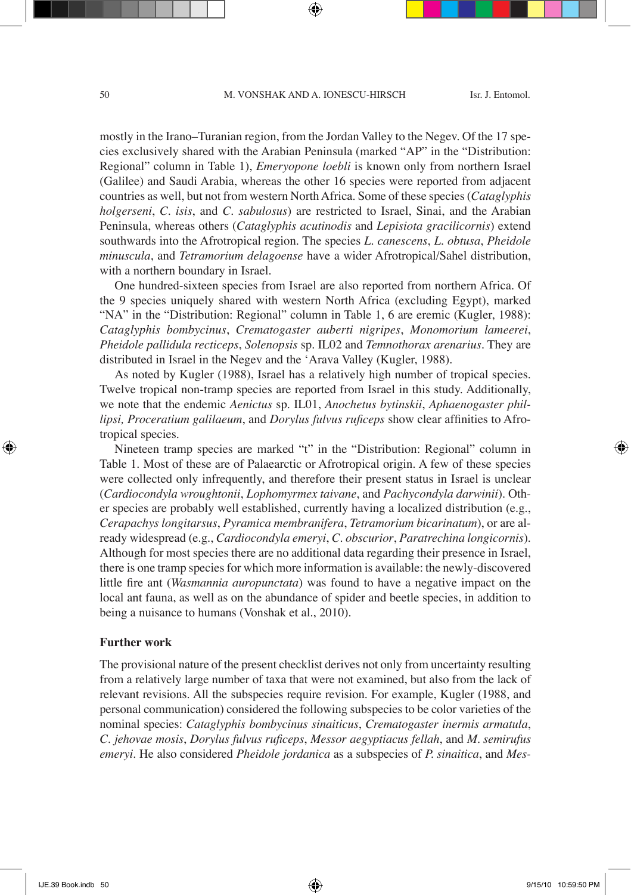mostly in the Irano–Turanian region, from the Jordan Valley to the Negev. Of the 17 species exclusively shared with the Arabian Peninsula (marked "AP" in the "Distribution: Regional" column in Table 1), *Emeryopone loebli* is known only from northern Israel (Galilee) and Saudi Arabia, whereas the other 16 species were reported from adjacent countries as well, but not from western North Africa. Some of these species (*Cataglyphis holgerseni*, *C. isis*, and *C. sabulosus*) are restricted to Israel, Sinai, and the Arabian Peninsula, whereas others (*Cataglyphis acutinodis* and *Lepisiota gracilicornis*) extend southwards into the Afrotropical region. The species *L. canescens*, *L. obtusa*, *Pheidole minuscula*, and *Tetramorium delagoense* have a wider Afrotropical/Sahel distribution, with a northern boundary in Israel.

One hundred-sixteen species from Israel are also reported from northern Africa. Of the 9 species uniquely shared with western North Africa (excluding Egypt), marked "NA" in the "Distribution: Regional" column in Table 1, 6 are eremic (Kugler, 1988): *Cataglyphis bombycinus*, *Crematogaster auberti nigripes*, *Monomorium lameerei*, *Pheidole pallidula recticeps*, *Solenopsis* sp. IL02 and *Temnothorax arenarius*. They are distributed in Israel in the Negev and the 'Arava Valley (Kugler, 1988).

As noted by Kugler (1988), Israel has a relatively high number of tropical species. Twelve tropical non-tramp species are reported from Israel in this study. Additionally, we note that the endemic *Aenictus* sp. IL01, *Anochetus bytinskii*, *Aphaenogaster phillipsi, Proceratium galilaeum*, and *Dorylus fulvus ruficeps* show clear affinities to Afrotropical species.

Nineteen tramp species are marked "t" in the "Distribution: Regional" column in Table 1. Most of these are of Palaearctic or Afrotropical origin. A few of these species were collected only infrequently, and therefore their present status in Israel is unclear (*Cardiocondyla wroughtonii*, *Lophomyrmex taivane*, and *Pachycondyla darwinii*). Other species are probably well established, currently having a localized distribution (e.g., *Cerapachys longitarsus*, *Pyramica membranifera*, *Tetramorium bicarinatum*), or are already widespread (e.g., *Cardiocondyla emeryi*, *C. obscurior*, *Paratrechina longicornis*). Although for most species there are no additional data regarding their presence in Israel, there is one tramp species for which more information is available: the newly-discovered little fire ant (*Wasmannia auropunctata*) was found to have a negative impact on the local ant fauna, as well as on the abundance of spider and beetle species, in addition to being a nuisance to humans (Vonshak et al., 2010).

## Further work

The provisional nature of the present checklist derives not only from uncertainty resulting from a relatively large number of taxa that were not examined, but also from the lack of relevant revisions. All the subspecies require revision. For example, Kugler (1988, and personal communication) considered the following subspecies to be color varieties of the nominal species: *Cataglyphis bombycinus sinaiticus*, *Crematogaster inermis armatula*, *C. jehovae mosis*, *Dorylus fulvus ruficeps*, *Messor aegyptiacus fellah*, and *M. semirufus emeryi*. He also considered *Pheidole jordanica* as a subspecies of *P. sinaitica*, and *Mes-*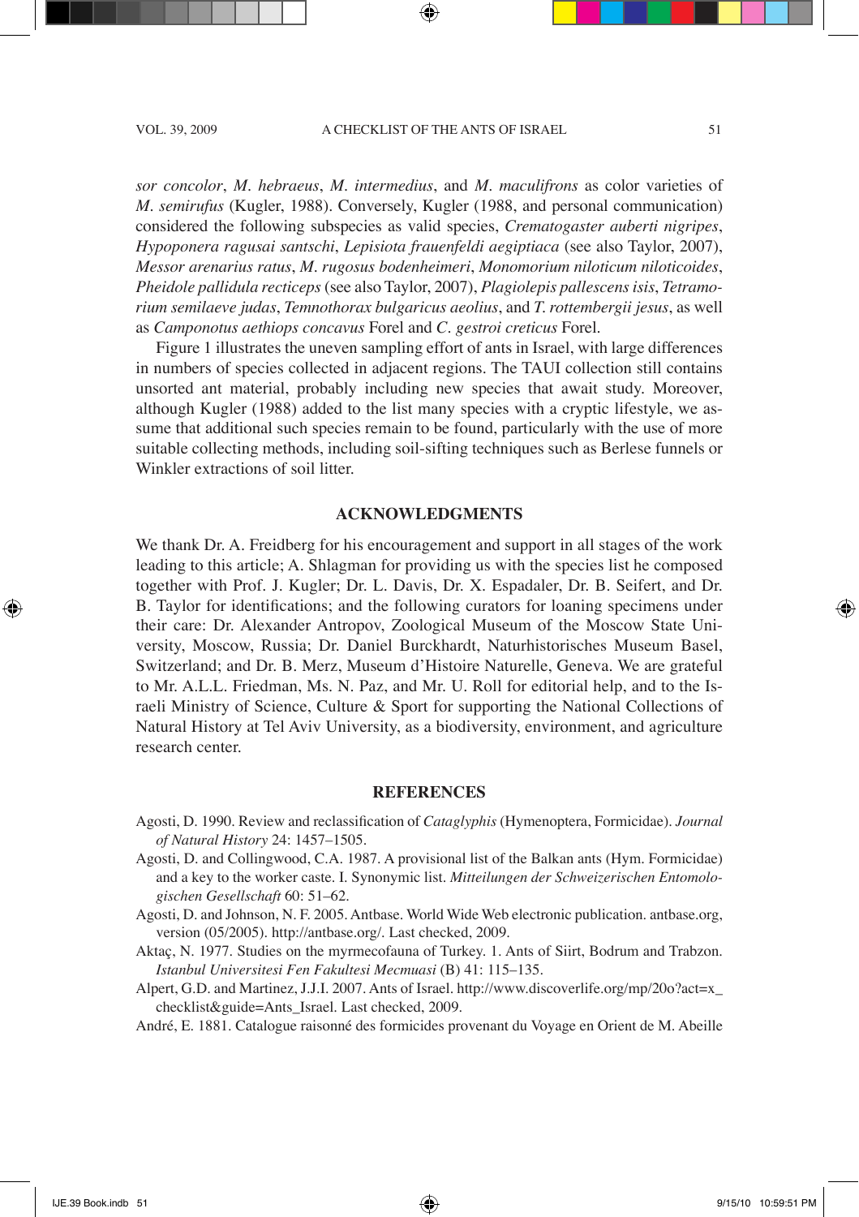*sor concolor*, *M. hebraeus*, *M. intermedius*, and *M. maculifrons* as color varieties of *M. semirufus* (Kugler, 1988). Conversely, Kugler (1988, and personal communication) considered the following subspecies as valid species, *Crematogaster auberti nigripes*, *Hypoponera ragusai santschi*, *Lepisiota frauenfeldi aegiptiaca* (see also Taylor, 2007), *Messor arenarius ratus*, *M. rugosus bodenheimeri*, *Monomorium niloticum niloticoides*, *Pheidole pallidula recticeps* (see also Taylor, 2007), *Plagiolepis pallescens isis*, *Tetramorium semilaeve judas*, *Temnothorax bulgaricus aeolius*, and *T. rottembergii jesus*, as well as *Camponotus aethiops concavus* Forel and *C. gestroi creticus* Forel.

Figure 1 illustrates the uneven sampling effort of ants in Israel, with large differences in numbers of species collected in adjacent regions. The TAUI collection still contains unsorted ant material, probably including new species that await study. Moreover, although Kugler (1988) added to the list many species with a cryptic lifestyle, we assume that additional such species remain to be found, particularly with the use of more suitable collecting methods, including soil-sifting techniques such as Berlese funnels or Winkler extractions of soil litter.

## ACKNOWLEDGMENTS

We thank Dr. A. Freidberg for his encouragement and support in all stages of the work leading to this article; A. Shlagman for providing us with the species list he composed together with Prof. J. Kugler; Dr. L. Davis, Dr. X. Espadaler, Dr. B. Seifert, and Dr. B. Taylor for identifications; and the following curators for loaning specimens under their care: Dr. Alexander Antropov, Zoological Museum of the Moscow State University, Moscow, Russia; Dr. Daniel Burckhardt, Naturhistorisches Museum Basel, Switzerland; and Dr. B. Merz, Museum d'Histoire Naturelle, Geneva. We are grateful to Mr. A.L.L. Friedman, Ms. N. Paz, and Mr. U. Roll for editorial help, and to the Israeli Ministry of Science, Culture & Sport for supporting the National Collections of Natural History at Tel Aviv University, as a biodiversity, environment, and agriculture research center.

## REFERENCES

Agosti, D. 1990. Review and reclassification of *Cataglyphis* (Hymenoptera, Formicidae). *Journal of Natural History* 24: 1457–1505.

Agosti, D. and Collingwood, C.A. 1987. A provisional list of the Balkan ants (Hym. Formicidae) and a key to the worker caste. I. Synonymic list. *Mitteilungen der Schweizerischen Entomologischen Gesellschaft* 60: 51–62.

Agosti, D. and Johnson, N. F. 2005. Antbase. World Wide Web electronic publication. antbase.org, version (05/2005). http://antbase.org/. Last checked, 2009.

Aktaç, N. 1977. Studies on the myrmecofauna of Turkey. 1. Ants of Siirt, Bodrum and Trabzon. *Istanbul Universitesi Fen Fakultesi Mecmuasi* (B) 41: 115–135.

Alpert, G.D. and Martinez, J.J.I. 2007. Ants of Israel. http://www.discoverlife.org/mp/20o?act=x_checklist&guide=Ants_Israel. Last checked, 2009.

André, E. 1881. Catalogue raisonné des formicides provenant du Voyage en Orient de M. Abeille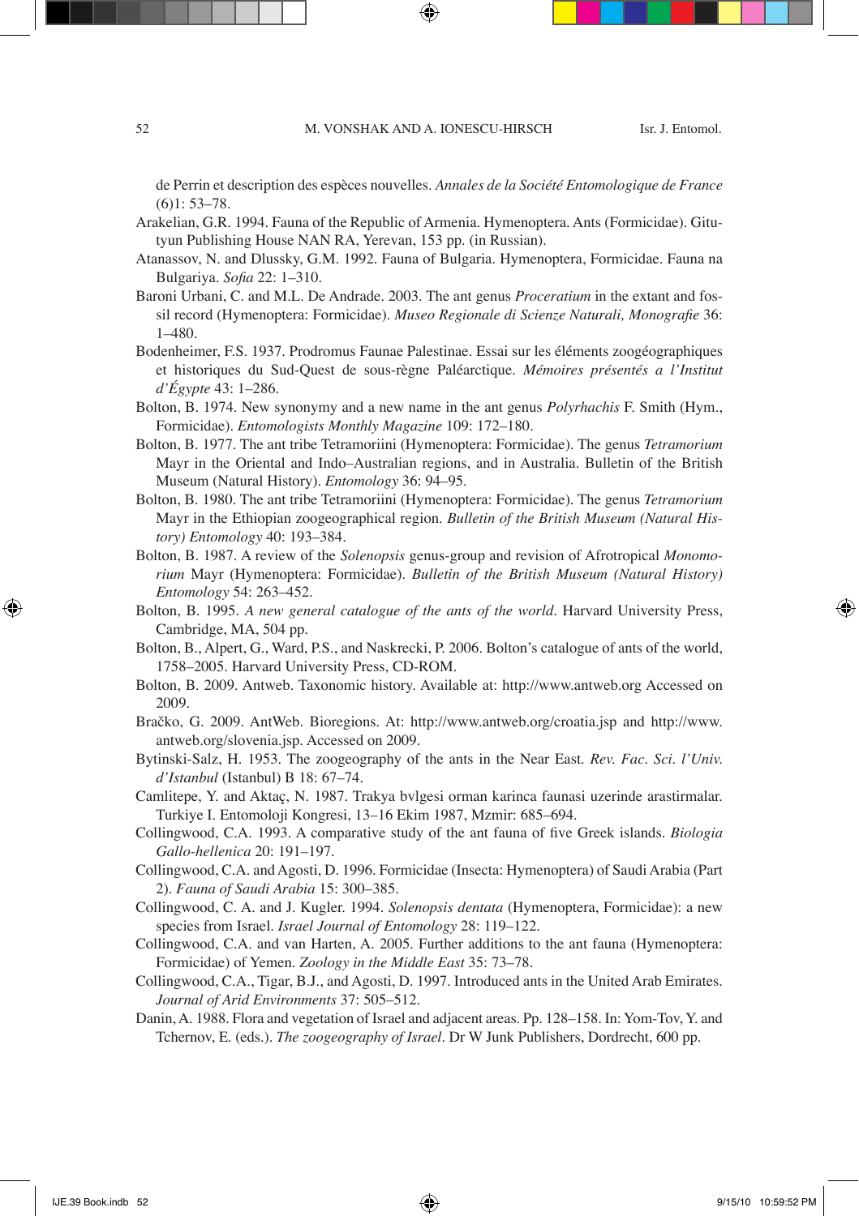de Perrin et description des espèces nouvelles. *Annales de la Société Entomologique de France* (6)1: 53–78.

Arakelian, G.R. 1994. Fauna of the Republic of Armenia. Hymenoptera. Ants (Formicidae). Gitutyun Publishing House NAN RA, Yerevan, 153 pp. (in Russian).

Atanassov, N. and Dlussky, G.M. 1992. Fauna of Bulgaria. Hymenoptera, Formicidae. Fauna na Bulgariya. *Sofia* 22: 1–310.

Baroni Urbani, C. and M.L. De Andrade. 2003. The ant genus *Proceratium* in the extant and fossil record (Hymenoptera: Formicidae). *Museo Regionale di Scienze Naturali, Monografie* 36: 1–480.

Bodenheimer, F.S. 1937. Prodromus Faunae Palestinae. Essai sur les éléments zoogéographiques et historiques du Sud-Quest de sous-règne Paléarctique. *Mémoires présentés a l'Institut d'Égypte* 43: 1–286.

Bolton, B. 1974. New synonymy and a new name in the ant genus *Polyrhachis* F. Smith (Hym., Formicidae). *Entomologists Monthly Magazine* 109: 172–180.

Bolton, B. 1977. The ant tribe Tetramoriini (Hymenoptera: Formicidae). The genus *Tetramorium* Mayr in the Oriental and Indo–Australian regions, and in Australia. Bulletin of the British Museum (Natural History). *Entomology* 36: 94–95.

Bolton, B. 1980. The ant tribe Tetramoriini (Hymenoptera: Formicidae). The genus *Tetramorium* Mayr in the Ethiopian zoogeographical region. *Bulletin of the British Museum (Natural History) Entomology* 40: 193–384.

Bolton, B. 1987. A review of the *Solenopsis* genus-group and revision of Afrotropical *Monomorium* Mayr (Hymenoptera: Formicidae). *Bulletin of the British Museum (Natural History) Entomology* 54: 263–452.

Bolton, B. 1995. *A new general catalogue of the ants of the world*. Harvard University Press, Cambridge, MA, 504 pp.

Bolton, B., Alpert, G., Ward, P.S., and Naskrecki, P. 2006. Bolton's catalogue of ants of the world, 1758–2005. Harvard University Press, CD-ROM.

Bolton, B. 2009. Antweb. Taxonomic history. Available at: http://www.antweb.org Accessed on 2009.

Bračko, G. 2009. AntWeb. Bioregions. At: http://www.antweb.org/croatia.jsp and http://www.antweb.org/slovenia.jsp. Accessed on 2009.

Bytinski-Salz, H. 1953. The zoogeography of the ants in the Near East. *Rev. Fac. Sci. l'Univ. d'Istanbul* (Istanbul) B 18: 67–74.

Camlitepe, Y. and Aktaç, N. 1987. Trakya bvlgesi orman karinca faunasi uzerinde arastirmalar. Turkiye I. Entomoloji Kongresi, 13–16 Ekim 1987, Mzmir: 685–694.

Collingwood, C.A. 1993. A comparative study of the ant fauna of five Greek islands. *Biologia Gallo-hellenica* 20: 191–197.

Collingwood, C.A. and Agosti, D. 1996. Formicidae (Insecta: Hymenoptera) of Saudi Arabia (Part 2). *Fauna of Saudi Arabia* 15: 300–385.

Collingwood, C. A. and J. Kugler. 1994. *Solenopsis dentata* (Hymenoptera, Formicidae): a new species from Israel. *Israel Journal of Entomology* 28: 119–122.

Collingwood, C.A. and van Harten, A. 2005. Further additions to the ant fauna (Hymenoptera: Formicidae) of Yemen. *Zoology in the Middle East* 35: 73–78.

Collingwood, C.A., Tigar, B.J., and Agosti, D. 1997. Introduced ants in the United Arab Emirates. *Journal of Arid Environments* 37: 505–512.

Danin, A. 1988. Flora and vegetation of Israel and adjacent areas. Pp. 128–158. In: Yom-Tov, Y. and Tchernov, E. (eds.). *The zoogeography of Israel*. Dr W Junk Publishers, Dordrecht, 600 pp.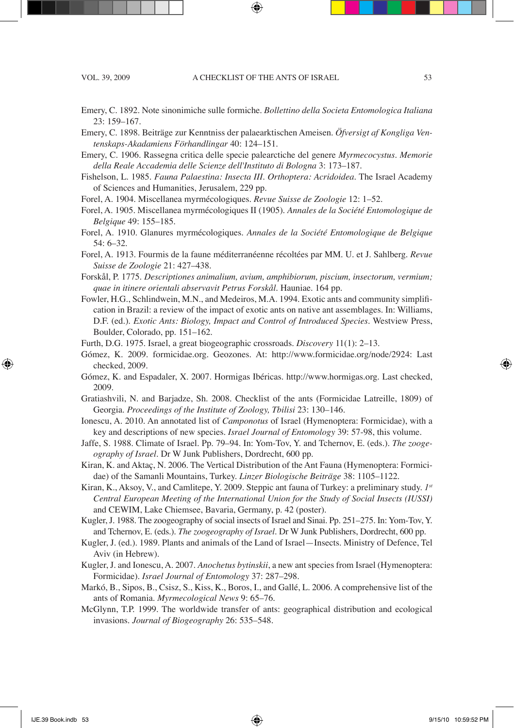Emery, C. 1892. Note sinonimiche sulle formiche. *Bollettino della Societa Entomologica Italiana* 23: 159–167.

Emery, C. 1898. Beiträge zur Kenntniss der palaearktischen Ameisen. *Öfversigt af Kongliga Ventenskaps-Akadamiens Förhandlingar* 40: 124–151.

Emery, C. 1906. Rassegna critica delle specie palearctiche del genere *Myrmecocystus*. *Memorie della Reale Accademia delle Scienze dell'Instituto di Bologna* 3: 173–187.

Fishelson, L. 1985. *Fauna Palaestina: Insecta III. Orthoptera: Acridoidea*. The Israel Academy of Sciences and Humanities, Jerusalem, 229 pp.

Forel, A. 1904. Miscellanea myrmécologiques. *Revue Suisse de Zoologie* 12: 1–52.

Forel, A. 1905. Miscellanea myrmécologiques II (1905). *Annales de la Société Entomologique de Belgique* 49: 155–185.

Forel, A. 1910. Glanures myrmécologiques. *Annales de la Société Entomologique de Belgique* 54: 6–32.

Forel, A. 1913. Fourmis de la faune méditerranéenne récoltées par MM. U. et J. Sahlberg. *Revue Suisse de Zoologie* 21: 427–438.

Forskål, P. 1775. *Descriptiones animalium, avium, amphibiorum, piscium, insectorum, vermium; quae in itinere orientali abservavit Petrus Forskål*. Hauniae. 164 pp.

Fowler, H.G., Schlindwein, M.N., and Medeiros, M.A. 1994. Exotic ants and community simplification in Brazil: a review of the impact of exotic ants on native ant assemblages. In: Williams, D.F. (ed.). *Exotic Ants: Biology, Impact and Control of Introduced Species*. Westview Press, Boulder, Colorado, pp. 151–162.

Furth, D.G. 1975. Israel, a great biogeographic crossroads. *Discovery* 11(1): 2–13.

Gómez, K. 2009. formicidae.org. Geozones. At: http://www.formicidae.org/node/2924: Last checked, 2009.

Gómez, K. and Espadaler, X. 2007. Hormigas Ibéricas. http://www.hormigas.org. Last checked, 2009.

Gratiashvili, N. and Barjadze, Sh. 2008. Checklist of the ants (Formicidae Latreille, 1809) of Georgia. *Proceedings of the Institute of Zoology, Tbilisi* 23: 130–146.

Ionescu, A. 2010. An annotated list of *Camponotus* of Israel (Hymenoptera: Formicidae), with a key and descriptions of new species. *Israel Journal of Entomology* 39: 57-98, this volume.

Jaffe, S. 1988. Climate of Israel. Pp. 79–94. In: Yom-Tov, Y. and Tchernov, E. (eds.). *The zoogeography of Israel*. Dr W Junk Publishers, Dordrecht, 600 pp.

Kiran, K. and Aktaç, N. 2006. The Vertical Distribution of the Ant Fauna (Hymenoptera: Formicidae) of the Samanli Mountains, Turkey. *Linzer Biologische Beiträge* 38: 1105–1122.

Kiran, K., Aksoy, V., and Camlitepe, Y. 2009. Steppic ant fauna of Turkey: a preliminary study. *1st Central European Meeting of the International Union for the Study of Social Insects (IUSSI)* and CEWIM, Lake Chiemsee, Bavaria, Germany, p. 42 (poster).

Kugler, J. 1988. The zoogeography of social insects of Israel and Sinai. Pp. 251–275. In: Yom-Tov, Y. and Tchernov, E. (eds.). *The zoogeography of Israel*. Dr W Junk Publishers, Dordrecht, 600 pp.

Kugler, J. (ed.). 1989. Plants and animals of the Land of Israel—Insects. Ministry of Defence, Tel Aviv (in Hebrew).

Kugler, J. and Ionescu, A. 2007. *Anochetus bytinskii*, a new ant species from Israel (Hymenoptera: Formicidae). *Israel Journal of Entomology* 37: 287–298.

Markó, B., Sipos, B., Csisz, S., Kiss, K., Boros, I., and Gallé, L. 2006. A comprehensive list of the ants of Romania. *Myrmecological News* 9: 65–76.

McGlynn, T.P. 1999. The worldwide transfer of ants: geographical distribution and ecological invasions. *Journal of Biogeography* 26: 535–548.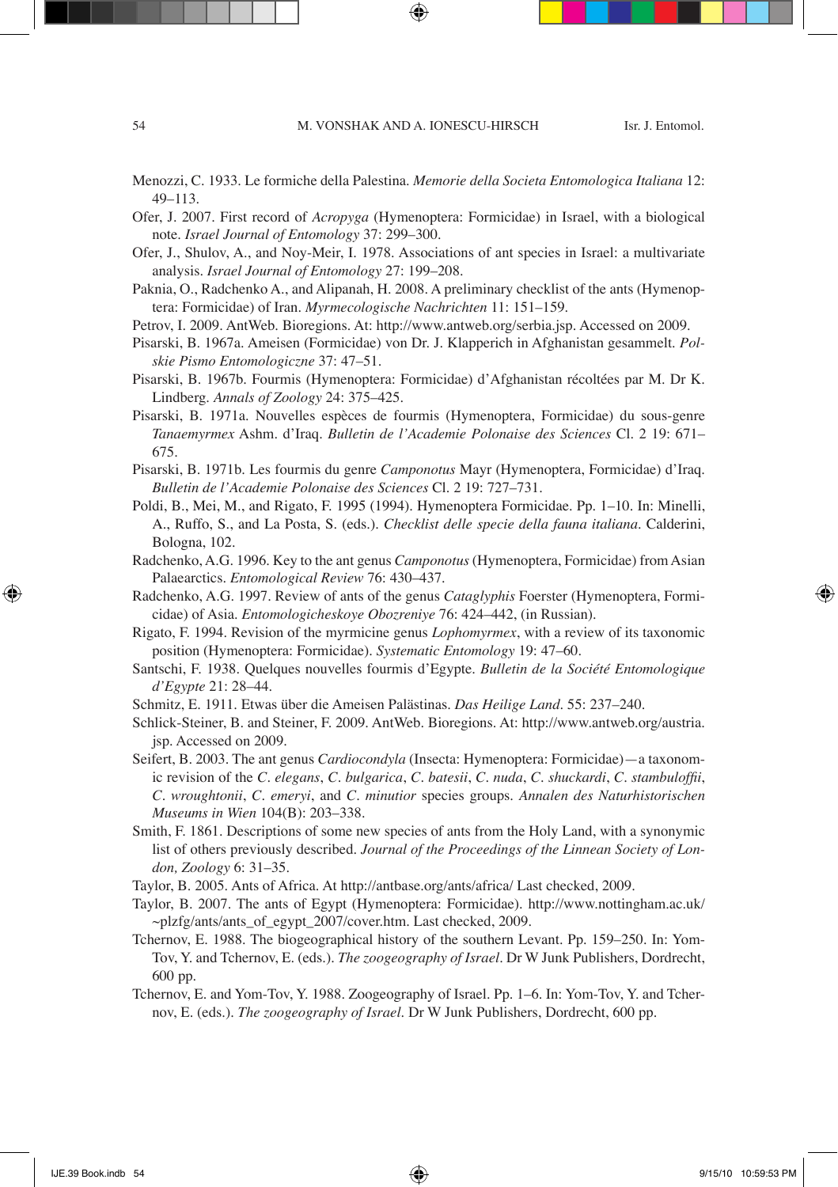Menozzi, C. 1933. Le formiche della Palestina. *Memorie della Societa Entomologica Italiana* 12: 49–113.

Ofer, J. 2007. First record of *Acropyga* (Hymenoptera: Formicidae) in Israel, with a biological note. *Israel Journal of Entomology* 37: 299–300.

Ofer, J., Shulov, A., and Noy-Meir, I. 1978. Associations of ant species in Israel: a multivariate analysis. *Israel Journal of Entomology* 27: 199–208.

Paknia, O., Radchenko A., and Alipanah, H. 2008. A preliminary checklist of the ants (Hymenoptera: Formicidae) of Iran. *Myrmecologische Nachrichten* 11: 151–159.

Petrov, I. 2009. AntWeb. Bioregions. At: http://www.antweb.org/serbia.jsp. Accessed on 2009.

Pisarski, B. 1967a. Ameisen (Formicidae) von Dr. J. Klapperich in Afghanistan gesammelt. *Polskie Pismo Entomologiczne* 37: 47–51.

Pisarski, B. 1967b. Fourmis (Hymenoptera: Formicidae) d'Afghanistan récoltées par M. Dr K. Lindberg. *Annals of Zoology* 24: 375–425.

Pisarski, B. 1971a. Nouvelles espèces de fourmis (Hymenoptera, Formicidae) du sous-genre *Tanaemyrmex* Ashm. d'Iraq. *Bulletin de l'Academie Polonaise des Sciences* Cl. 2 19: 671–675.

Pisarski, B. 1971b. Les fourmis du genre *Camponotus* Mayr (Hymenoptera, Formicidae) d'Iraq. *Bulletin de l'Academie Polonaise des Sciences* Cl. 2 19: 727–731.

Poldi, B., Mei, M., and Rigato, F. 1995 (1994). Hymenoptera Formicidae. Pp. 1–10. In: Minelli, A., Ruffo, S., and La Posta, S. (eds.). *Checklist delle specie della fauna italiana*. Calderini, Bologna, 102.

Radchenko, A.G. 1996. Key to the ant genus *Camponotus* (Hymenoptera, Formicidae) from Asian Palaearctics. *Entomological Review* 76: 430–437.

Radchenko, A.G. 1997. Review of ants of the genus *Cataglyphis* Foerster (Hymenoptera, Formicidae) of Asia. *Entomologicheskoye Obozreniye* 76: 424–442, (in Russian).

Rigato, F. 1994. Revision of the myrmicine genus *Lophomyrmex*, with a review of its taxonomic position (Hymenoptera: Formicidae). *Systematic Entomology* 19: 47–60.

Santschi, F. 1938. Quelques nouvelles fourmis d'Egypte. *Bulletin de la Société Entomologique d'Egypte* 21: 28–44.

Schmitz, E. 1911. Etwas über die Ameisen Palästinas. *Das Heilige Land*. 55: 237–240.

Schlick-Steiner, B. and Steiner, F. 2009. AntWeb. Bioregions. At: http://www.antweb.org/austria.jsp. Accessed on 2009.

Seifert, B. 2003. The ant genus *Cardiocondyla* (Insecta: Hymenoptera: Formicidae)—a taxonomic revision of the *C. elegans*, *C. bulgarica*, *C. batesii*, *C. nuda*, *C. shuckardi*, *C. stambuloffii*, *C. wroughtonii*, *C. emeryi*, and *C. minutior* species groups. *Annalen des Naturhistorischen Museums in Wien* 104(B): 203–338.

Smith, F. 1861. Descriptions of some new species of ants from the Holy Land, with a synonymic list of others previously described. *Journal of the Proceedings of the Linnean Society of London, Zoology* 6: 31–35.

Taylor, B. 2005. Ants of Africa. At http://antbase.org/ants/africa/ Last checked, 2009.

Taylor, B. 2007. The ants of Egypt (Hymenoptera: Formicidae). http://www.nottingham.ac.uk/~plzfg/ants/ants_of_egypt_2007/cover.htm. Last checked, 2009.

Tchernov, E. 1988. The biogeographical history of the southern Levant. Pp. 159–250. In: Yom-Tov, Y. and Tchernov, E. (eds.). *The zoogeography of Israel*. Dr W Junk Publishers, Dordrecht, 600 pp.

Tchernov, E. and Yom-Tov, Y. 1988. Zoogeography of Israel. Pp. 1–6. In: Yom-Tov, Y. and Tchernov, E. (eds.). *The zoogeography of Israel*. Dr W Junk Publishers, Dordrecht, 600 pp.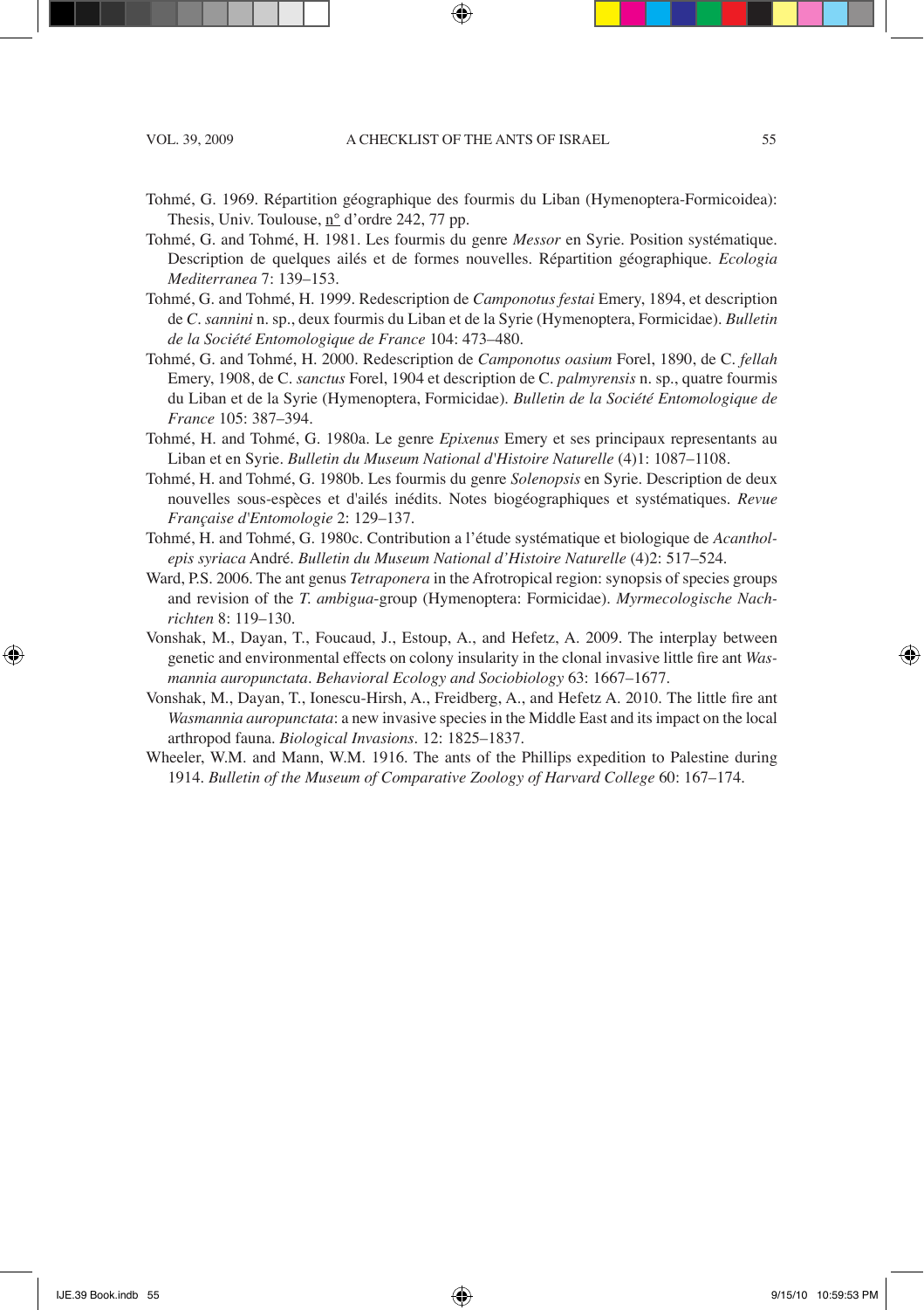Tohmé, G. 1969. Répartition géographique des fourmis du Liban (Hymenoptera-Formicoidea): Thesis, Univ. Toulouse, n° d'ordre 242, 77 pp.

Tohmé, G. and Tohmé, H. 1981. Les fourmis du genre *Messor* en Syrie. Position systématique. Description de quelques ailés et de formes nouvelles. Répartition géographique. *Ecologia Mediterranea* 7: 139–153.

Tohmé, G. and Tohmé, H. 1999. Redescription de *Camponotus festai* Emery, 1894, et description de *C. sannini* n. sp., deux fourmis du Liban et de la Syrie (Hymenoptera, Formicidae). *Bulletin de la Société Entomologique de France* 104: 473–480.

Tohmé, G. and Tohmé, H. 2000. Redescription de *Camponotus oasium* Forel, 1890, de C. *fellah* Emery, 1908, de C. *sanctus* Forel, 1904 et description de C. *palmyrensis* n. sp., quatre fourmis du Liban et de la Syrie (Hymenoptera, Formicidae). *Bulletin de la Société Entomologique de France* 105: 387–394.

Tohmé, H. and Tohmé, G. 1980a. Le genre *Epixenus* Emery et ses principaux representants au Liban et en Syrie. *Bulletin du Museum National d'Histoire Naturelle* (4)1: 1087–1108.

Tohmé, H. and Tohmé, G. 1980b. Les fourmis du genre *Solenopsis* en Syrie. Description de deux nouvelles sous-espèces et d'ailés inédits. Notes biogéographiques et systématiques. *Revue Française d'Entomologie* 2: 129–137.

Tohmé, H. and Tohmé, G. 1980c. Contribution a l'étude systématique et biologique de *Acantholepis syriaca* André. *Bulletin du Museum National d'Histoire Naturelle* (4)2: 517–524.

Ward, P.S. 2006. The ant genus *Tetraponera* in the Afrotropical region: synopsis of species groups and revision of the *T. ambigua*-group (Hymenoptera: Formicidae). *Myrmecologische Nachrichten* 8: 119–130.

Vonshak, M., Dayan, T., Foucaud, J., Estoup, A., and Hefetz, A. 2009. The interplay between genetic and environmental effects on colony insularity in the clonal invasive little fire ant *Wasmannia auropunctata*. *Behavioral Ecology and Sociobiology* 63: 1667–1677.

Vonshak, M., Dayan, T., Ionescu-Hirsh, A., Freidberg, A., and Hefetz A. 2010. The little fire ant *Wasmannia auropunctata*: a new invasive species in the Middle East and its impact on the local arthropod fauna. *Biological Invasions*. 12: 1825–1837.

Wheeler, W.M. and Mann, W.M. 1916. The ants of the Phillips expedition to Palestine during 1914. *Bulletin of the Museum of Comparative Zoology of Harvard College* 60: 167–174.